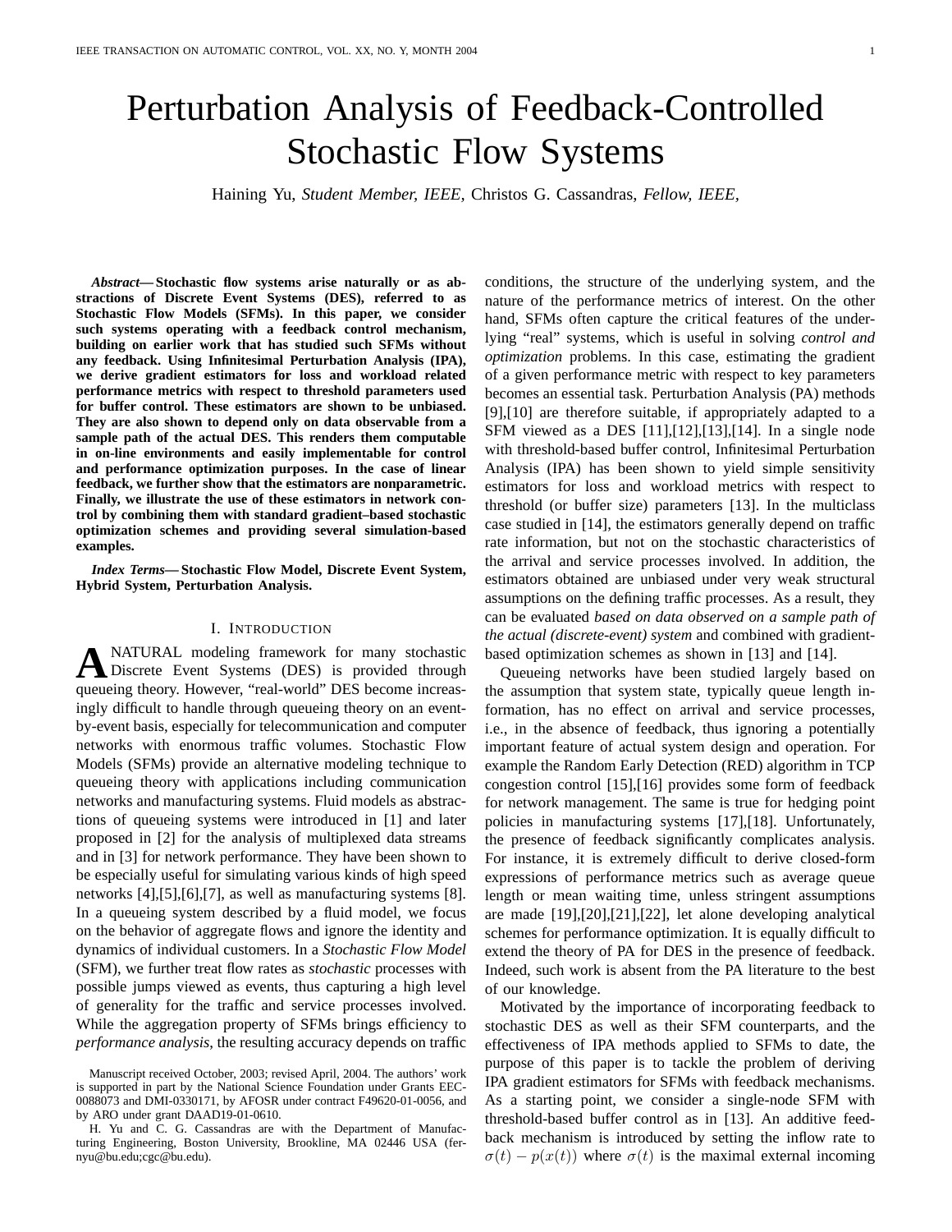# Perturbation Analysis of Feedback-Controlled Stochastic Flow Systems

Haining Yu, *Student Member, IEEE,* Christos G. Cassandras, *Fellow, IEEE,*

***Abstract*— Stochastic flow systems arise naturally or as abstractions of Discrete Event Systems (DES), referred to as Stochastic Flow Models (SFMs). In this paper, we consider such systems operating with a feedback control mechanism, building on earlier work that has studied such SFMs without any feedback. Using Infinitesimal Perturbation Analysis (IPA), we derive gradient estimators for loss and workload related performance metrics with respect to threshold parameters used for buffer control. These estimators are shown to be unbiased. They are also shown to depend only on data observable from a sample path of the actual DES. This renders them computable in on-line environments and easily implementable for control and performance optimization purposes. In the case of linear feedback, we further show that the estimators are nonparametric. Finally, we illustrate the use of these estimators in network control by combining them with standard gradient–based stochastic optimization schemes and providing several simulation-based examples.**

***Index Terms*— Stochastic Flow Model, Discrete Event System, Hybrid System, Perturbation Analysis.**

## I. Introduction

A NATURAL modeling framework for many stochastic Discrete Event Systems (DES) is provided through queueing theory. However, "real-world" DES become increasingly difficult to handle through queueing theory on an event-by-event basis, especially for telecommunication and computer networks with enormous traffic volumes. Stochastic Flow Models (SFMs) provide an alternative modeling technique to queueing theory with applications including communication networks and manufacturing systems. Fluid models as abstractions of queueing systems were introduced in [1] and later proposed in [2] for the analysis of multiplexed data streams and in [3] for network performance. They have been shown to be especially useful for simulating various kinds of high speed networks [4],[5],[6],[7], as well as manufacturing systems [8]. In a queueing system described by a fluid model, we focus on the behavior of aggregate flows and ignore the identity and dynamics of individual customers. In a *Stochastic Flow Model* (SFM), we further treat flow rates as *stochastic* processes with possible jumps viewed as events, thus capturing a high level of generality for the traffic and service processes involved. While the aggregation property of SFMs brings efficiency to *performance analysis*, the resulting accuracy depends on traffic conditions, the structure of the underlying system, and the nature of the performance metrics of interest. On the other hand, SFMs often capture the critical features of the underlying "real" systems, which is useful in solving *control and optimization* problems. In this case, estimating the gradient of a given performance metric with respect to key parameters becomes an essential task. Perturbation Analysis (PA) methods [9],[10] are therefore suitable, if appropriately adapted to a SFM viewed as a DES [11],[12],[13],[14]. In a single node with threshold-based buffer control, Infinitesimal Perturbation Analysis (IPA) has been shown to yield simple sensitivity estimators for loss and workload metrics with respect to threshold (or buffer size) parameters [13]. In the multiclass case studied in [14], the estimators generally depend on traffic rate information, but not on the stochastic characteristics of the arrival and service processes involved. In addition, the estimators obtained are unbiased under very weak structural assumptions on the defining traffic processes. As a result, they can be evaluated *based on data observed on a sample path of the actual (discrete-event) system* and combined with gradient-based optimization schemes as shown in [13] and [14].

Queueing networks have been studied largely based on the assumption that system state, typically queue length information, has no effect on arrival and service processes, i.e., in the absence of feedback, thus ignoring a potentially important feature of actual system design and operation. For example the Random Early Detection (RED) algorithm in TCP congestion control [15],[16] provides some form of feedback for network management. The same is true for hedging point policies in manufacturing systems [17],[18]. Unfortunately, the presence of feedback significantly complicates analysis. For instance, it is extremely difficult to derive closed-form expressions of performance metrics such as average queue length or mean waiting time, unless stringent assumptions are made [19],[20],[21],[22], let alone developing analytical schemes for performance optimization. It is equally difficult to extend the theory of PA for DES in the presence of feedback. Indeed, such work is absent from the PA literature to the best of our knowledge.

Motivated by the importance of incorporating feedback to stochastic DES as well as their SFM counterparts, and the effectiveness of IPA methods applied to SFMs to date, the purpose of this paper is to tackle the problem of deriving IPA gradient estimators for SFMs with feedback mechanisms. As a starting point, we consider a single-node SFM with threshold-based buffer control as in [13]. An additive feedback mechanism is introduced by setting the inflow rate to $\sigma(t) - p(x(t))$ where $\sigma(t)$ is the maximal external incoming

Manuscript received October, 2003; revised April, 2004. The authors' work is supported in part by the National Science Foundation under Grants EEC-0088073 and DMI-0330171, by AFOSR under contract F49620-01-0056, and by ARO under grant DAAD19-01-0610.

H. Yu and C. G. Cassandras are with the Department of Manufacturing Engineering, Boston University, Brookline, MA 02446 USA (fernyu@bu.edu;cgc@bu.edu).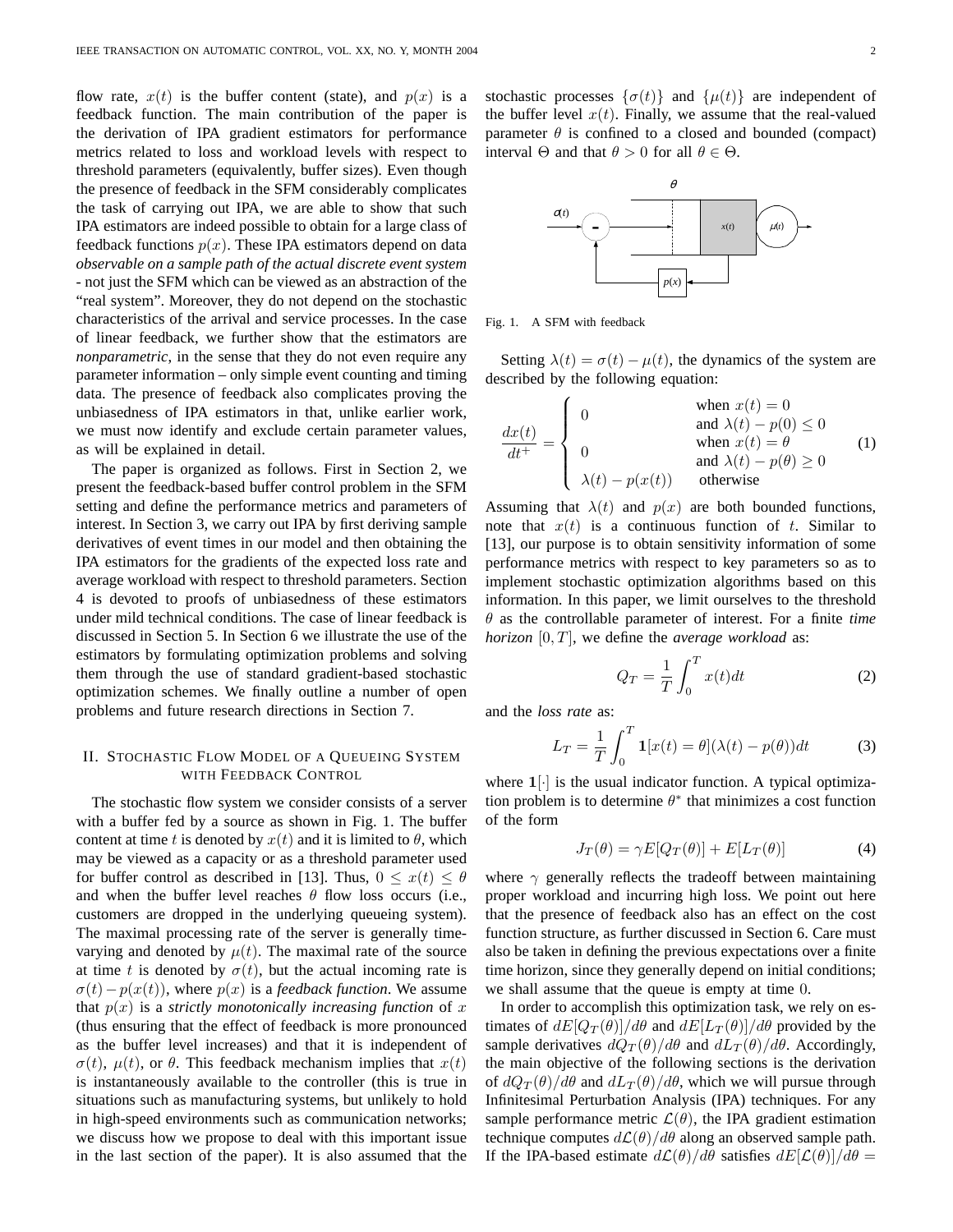flow rate, $x(t)$ is the buffer content (state), and $p(x)$ is a feedback function. The main contribution of the paper is the derivation of IPA gradient estimators for performance metrics related to loss and workload levels with respect to threshold parameters (equivalently, buffer sizes). Even though the presence of feedback in the SFM considerably complicates the task of carrying out IPA, we are able to show that such IPA estimators are indeed possible to obtain for a large class of feedback functions $p(x)$. These IPA estimators depend on data *observable on a sample path of the actual discrete event system* - not just the SFM which can be viewed as an abstraction of the "real system". Moreover, they do not depend on the stochastic characteristics of the arrival and service processes. In the case of linear feedback, we further show that the estimators are *nonparametric*, in the sense that they do not even require any parameter information – only simple event counting and timing data. The presence of feedback also complicates proving the unbiasedness of IPA estimators in that, unlike earlier work, we must now identify and exclude certain parameter values, as will be explained in detail.

The paper is organized as follows. First in Section 2, we present the feedback-based buffer control problem in the SFM setting and define the performance metrics and parameters of interest. In Section 3, we carry out IPA by first deriving sample derivatives of event times in our model and then obtaining the IPA estimators for the gradients of the expected loss rate and average workload with respect to threshold parameters. Section 4 is devoted to proofs of unbiasedness of these estimators under mild technical conditions. The case of linear feedback is discussed in Section 5. In Section 6 we illustrate the use of the estimators by formulating optimization problems and solving them through the use of standard gradient-based stochastic optimization schemes. We finally outline a number of open problems and future research directions in Section 7.

## II. Stochastic Flow Model of a Queueing System with Feedback Control

The stochastic flow system we consider consists of a server with a buffer fed by a source as shown in Fig. 1. The buffer content at time $t$ is denoted by $x(t)$ and it is limited to $\theta$, which may be viewed as a capacity or as a threshold parameter used for buffer control as described in [13]. Thus, $0 \le x(t) \le \theta$ and when the buffer level reaches $\theta$ flow loss occurs (i.e., customers are dropped in the underlying queueing system). The maximal processing rate of the server is generally time-varying and denoted by $\mu(t)$. The maximal rate of the source at time $t$ is denoted by $\sigma(t)$, but the actual incoming rate is $\sigma(t) - p(x(t))$, where $p(x)$ is a *feedback function*. We assume that $p(x)$ is a *strictly monotonically increasing function* of $x$ (thus ensuring that the effect of feedback is more pronounced as the buffer level increases) and that it is independent of $\sigma(t)$, $\mu(t)$, or $\theta$. This feedback mechanism implies that $x(t)$ is instantaneously available to the controller (this is true in situations such as manufacturing systems, but unlikely to hold in high-speed environments such as communication networks; we discuss how we propose to deal with this important issue in the last section of the paper). It is also assumed that the stochastic processes $\{\sigma(t)\}$ and $\{\mu(t)\}$ are independent of the buffer level $x(t)$. Finally, we assume that the real-valued parameter $\theta$ is confined to a closed and bounded (compact) interval $\Theta$ and that $\theta > 0$ for all $\theta \in \Theta$.

Fig. 1. A SFM with feedback

Setting $\lambda(t) = \sigma(t) - \mu(t)$, the dynamics of the system are described by the following equation:

$$\frac{dx(t)}{dt^+} = \begin{cases} 0 & \text{when } x(t) = 0 \\ & \text{and } \lambda(t) - p(0) \le 0 \\ 0 & \text{when } x(t) = \theta \\ & \text{and } \lambda(t) - p(\theta) \ge 0 \\ \lambda(t) - p(x(t)) & \text{otherwise} \end{cases} \tag{1}$$

Assuming that $\lambda(t)$ and $p(x)$ are both bounded functions, note that $x(t)$ is a continuous function of $t$. Similar to [13], our purpose is to obtain sensitivity information of some performance metrics with respect to key parameters so as to implement stochastic optimization algorithms based on this information. In this paper, we limit ourselves to the threshold $\theta$ as the controllable parameter of interest. For a finite *time horizon* $[0, T]$, we define the *average workload* as:

$$Q_T = \frac{1}{T}\int_0^T x(t)dt \tag{2}$$

and the *loss rate* as:

$$L_T = \frac{1}{T}\int_0^T \mathbf{1}[x(t) = \theta](\lambda(t) - p(\theta))dt \tag{3}$$

where $\mathbf{1}[\cdot]$ is the usual indicator function. A typical optimization problem is to determine $\theta^*$ that minimizes a cost function of the form

$$J_T(\theta) = \gamma E[Q_T(\theta)] + E[L_T(\theta)] \tag{4}$$

where $\gamma$ generally reflects the tradeoff between maintaining proper workload and incurring high loss. We point out here that the presence of feedback also has an effect on the cost function structure, as further discussed in Section 6. Care must also be taken in defining the previous expectations over a finite time horizon, since they generally depend on initial conditions; we shall assume that the queue is empty at time $0$.

In order to accomplish this optimization task, we rely on estimates of $dE[Q_T(\theta)]/d\theta$ and $dE[L_T(\theta)]/d\theta$ provided by the sample derivatives $dQ_T(\theta)/d\theta$ and $dL_T(\theta)/d\theta$. Accordingly, the main objective of the following sections is the derivation of $dQ_T(\theta)/d\theta$ and $dL_T(\theta)/d\theta$, which we will pursue through Infinitesimal Perturbation Analysis (IPA) techniques. For any sample performance metric $\mathcal{L}(\theta)$, the IPA gradient estimation technique computes $d\mathcal{L}(\theta)/d\theta$ along an observed sample path. If the IPA-based estimate $d\mathcal{L}(\theta)/d\theta$ satisfies $dE[\mathcal{L}(\theta)]/d\theta =$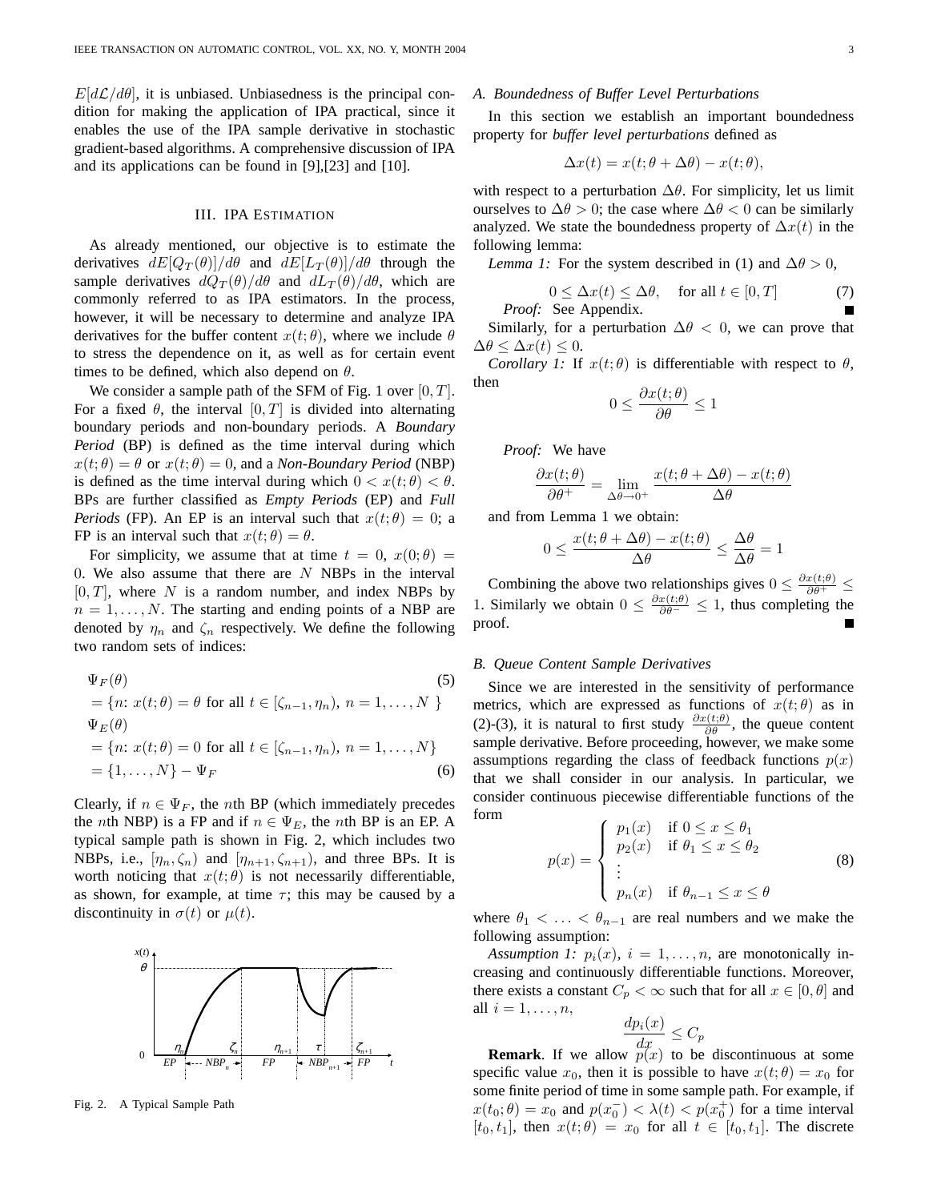$E[d\mathcal{L}/d\theta]$, it is unbiased. Unbiasedness is the principal condition for making the application of IPA practical, since it enables the use of the IPA sample derivative in stochastic gradient-based algorithms. A comprehensive discussion of IPA and its applications can be found in [9],[23] and [10].

## III. IPA ESTIMATION

As already mentioned, our objective is to estimate the derivatives $dE[Q_T(\theta)]/d\theta$ and $dE[L_T(\theta)]/d\theta$ through the sample derivatives $dQ_T(\theta)/d\theta$ and $dL_T(\theta)/d\theta$, which are commonly referred to as IPA estimators. In the process, however, it will be necessary to determine and analyze IPA derivatives for the buffer content $x(t;\theta)$, where we include $\theta$ to stress the dependence on it, as well as for certain event times to be defined, which also depend on $\theta$.

We consider a sample path of the SFM of Fig. 1 over $[0,T]$. For a fixed $\theta$, the interval $[0,T]$ is divided into alternating boundary periods and non-boundary periods. A *Boundary Period* (BP) is defined as the time interval during which $x(t;\theta)=\theta$ or $x(t;\theta)=0$, and a *Non-Boundary Period* (NBP) is defined as the time interval during which $0<x(t;\theta)<\theta$. BPs are further classified as *Empty Periods* (EP) and *Full Periods* (FP). An EP is an interval such that $x(t;\theta)=0$; a FP is an interval such that $x(t;\theta)=\theta$.

For simplicity, we assume that at time $t=0$, $x(0;\theta)=0$. We also assume that there are $N$ NBPs in the interval $[0,T]$, where $N$ is a random number, and index NBPs by $n=1,\ldots,N$. The starting and ending points of a NBP are denoted by $\eta_n$ and $\zeta_n$ respectively. We define the following two random sets of indices:

$$\begin{aligned}
&\Psi_F(\theta) &(5)\\
&= \{n\colon x(t;\theta)=\theta \text{ for all } t\in[\zeta_{n-1},\eta_n),\ n=1,\ldots,N\ \}\\
&\Psi_E(\theta)\\
&= \{n\colon x(t;\theta)=0 \text{ for all } t\in[\zeta_{n-1},\eta_n),\ n=1,\ldots,N\}\\
&= \{1,\ldots,N\}-\Psi_F &(6)
\end{aligned}$$

Clearly, if $n\in\Psi_F$, the $n$th BP (which immediately precedes the $n$th NBP) is a FP and if $n\in\Psi_E$, the $n$th BP is an EP. A typical sample path is shown in Fig. 2, which includes two NBPs, i.e., $[\eta_n,\zeta_n)$ and $[\eta_{n+1},\zeta_{n+1})$, and three BPs. It is worth noticing that $x(t;\theta)$ is not necessarily differentiable, as shown, for example, at time $\tau$; this may be caused by a discontinuity in $\sigma(t)$ or $\mu(t)$.

Fig. 2. A Typical Sample Path

### A. Boundedness of Buffer Level Perturbations

In this section we establish an important boundedness property for *buffer level perturbations* defined as

$$\Delta x(t)=x(t;\theta+\Delta\theta)-x(t;\theta),$$

with respect to a perturbation $\Delta\theta$. For simplicity, let us limit ourselves to $\Delta\theta>0$; the case where $\Delta\theta<0$ can be similarly analyzed. We state the boundedness property of $\Delta x(t)$ in the following lemma:

*Lemma 1:* For the system described in (1) and $\Delta\theta>0$,

$$0\le\Delta x(t)\le\Delta\theta,\quad \text{for all } t\in[0,T] \tag{7}$$

*Proof:* See Appendix. ∎

Similarly, for a perturbation $\Delta\theta<0$, we can prove that $\Delta\theta\le\Delta x(t)\le 0$.

*Corollary 1:* If $x(t;\theta)$ is differentiable with respect to $\theta$, then

$$0\le\frac{\partial x(t;\theta)}{\partial\theta}\le 1$$

*Proof:* We have

$$\frac{\partial x(t;\theta)}{\partial\theta^+}=\lim_{\Delta\theta\to 0^+}\frac{x(t;\theta+\Delta\theta)-x(t;\theta)}{\Delta\theta}$$

and from Lemma 1 we obtain:

$$0\le\frac{x(t;\theta+\Delta\theta)-x(t;\theta)}{\Delta\theta}\le\frac{\Delta\theta}{\Delta\theta}=1$$

Combining the above two relationships gives $0\le\frac{\partial x(t;\theta)}{\partial\theta^+}\le 1$. Similarly we obtain $0\le\frac{\partial x(t;\theta)}{\partial\theta^-}\le 1$, thus completing the proof. ∎

### B. Queue Content Sample Derivatives

Since we are interested in the sensitivity of performance metrics, which are expressed as functions of $x(t;\theta)$ as in (2)-(3), it is natural to first study $\frac{\partial x(t;\theta)}{\partial\theta}$, the queue content sample derivative. Before proceeding, however, we make some assumptions regarding the class of feedback functions $p(x)$ that we shall consider in our analysis. In particular, we consider continuous piecewise differentiable functions of the form

$$p(x)=\begin{cases} p_1(x) & \text{if } 0\le x\le\theta_1\\ p_2(x) & \text{if } \theta_1\le x\le\theta_2\\ \vdots & \\ p_n(x) & \text{if } \theta_{n-1}\le x\le\theta\end{cases} \tag{8}$$

where $\theta_1<\ldots<\theta_{n-1}$ are real numbers and we make the following assumption:

*Assumption 1:* $p_i(x)$, $i=1,\ldots,n$, are monotonically increasing and continuously differentiable functions. Moreover, there exists a constant $C_p<\infty$ such that for all $x\in[0,\theta]$ and all $i=1,\ldots,n$,

$$\frac{dp_i(x)}{dx}\le C_p$$

**Remark**. If we allow $p(x)$ to be discontinuous at some specific value $x_0$, then it is possible to have $x(t;\theta)=x_0$ for some finite period of time in some sample path. For example, if $x(t_0;\theta)=x_0$ and $p(x_0^-)<\lambda(t)<p(x_0^+)$ for a time interval $[t_0,t_1]$, then $x(t;\theta)=x_0$ for all $t\in[t_0,t_1]$. The discrete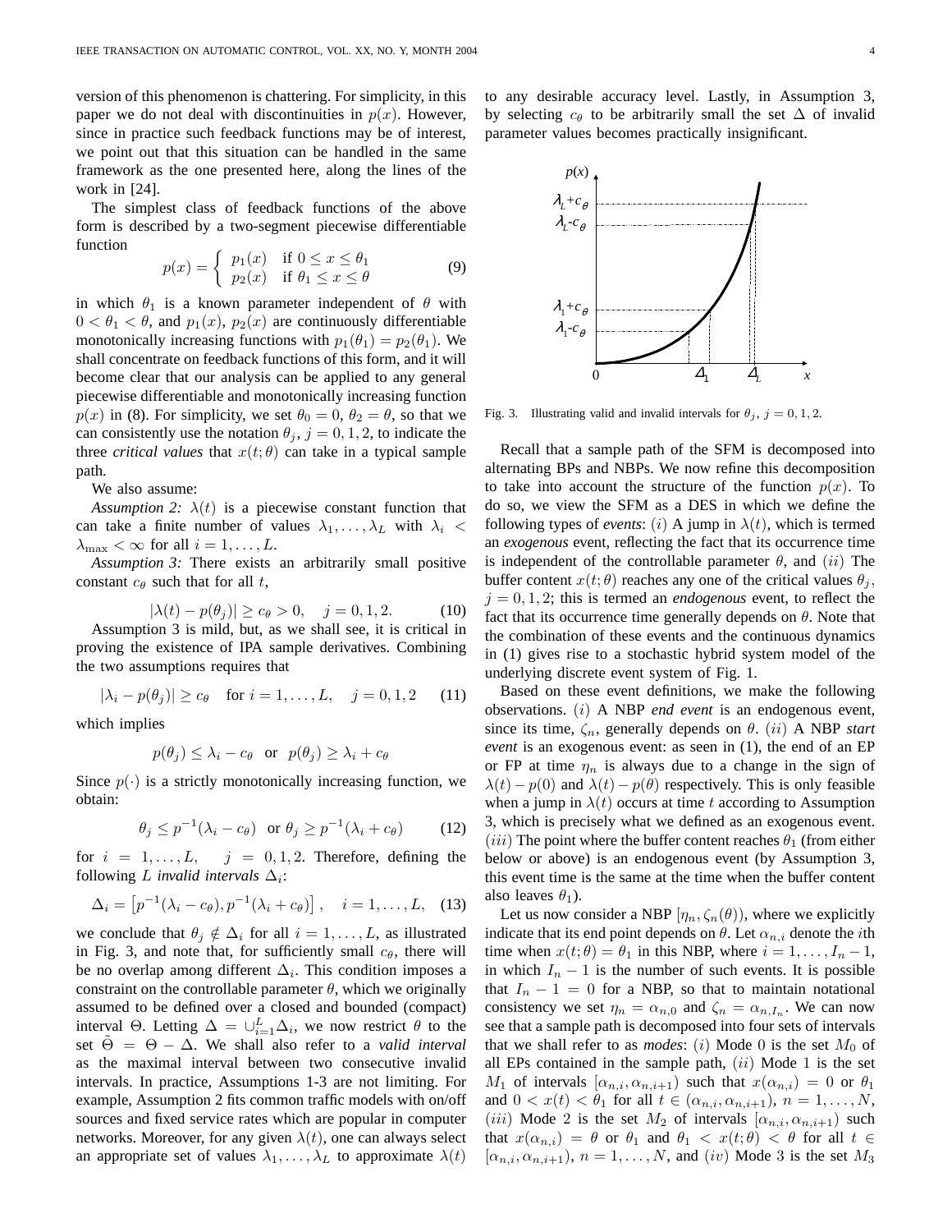version of this phenomenon is chattering. For simplicity, in this paper we do not deal with discontinuities in $p(x)$. However, since in practice such feedback functions may be of interest, we point out that this situation can be handled in the same framework as the one presented here, along the lines of the work in [24].

The simplest class of feedback functions of the above form is described by a two-segment piecewise differentiable function

$$p(x) = \begin{cases} p_1(x) & \text{if } 0 \le x \le \theta_1 \\ p_2(x) & \text{if } \theta_1 \le x \le \theta \end{cases} \tag{9}$$

in which $\theta_1$ is a known parameter independent of $\theta$ with $0 < \theta_1 < \theta$, and $p_1(x)$, $p_2(x)$ are continuously differentiable monotonically increasing functions with $p_1(\theta_1) = p_2(\theta_1)$. We shall concentrate on feedback functions of this form, and it will become clear that our analysis can be applied to any general piecewise differentiable and monotonically increasing function $p(x)$ in (8). For simplicity, we set $\theta_0 = 0$, $\theta_2 = \theta$, so that we can consistently use the notation $\theta_j$, $j = 0, 1, 2$, to indicate the three *critical values* that $x(t;\theta)$ can take in a typical sample path.

We also assume:

*Assumption 2:* $\lambda(t)$ is a piecewise constant function that can take a finite number of values $\lambda_1, \ldots, \lambda_L$ with $\lambda_i < \lambda_{\max} < \infty$ for all $i = 1, \ldots, L$.

*Assumption 3:* There exists an arbitrarily small positive constant $c_\theta$ such that for all $t$,

$$|\lambda(t) - p(\theta_j)| \ge c_\theta > 0, \quad j = 0, 1, 2. \tag{10}$$

Assumption 3 is mild, but, as we shall see, it is critical in proving the existence of IPA sample derivatives. Combining the two assumptions requires that

$$|\lambda_i - p(\theta_j)| \ge c_\theta \quad \text{for } i = 1, \ldots, L, \quad j = 0, 1, 2 \tag{11}$$

which implies

$$p(\theta_j) \le \lambda_i - c_\theta \ \text{ or } \ p(\theta_j) \ge \lambda_i + c_\theta$$

Since $p(\cdot)$ is a strictly monotonically increasing function, we obtain:

$$\theta_j \le p^{-1}(\lambda_i - c_\theta) \ \text{ or } \ \theta_j \ge p^{-1}(\lambda_i + c_\theta) \tag{12}$$

for $i = 1, \ldots, L$, $\quad j = 0, 1, 2$. Therefore, defining the following $L$ *invalid intervals* $\Delta_i$:

$$\Delta_i = \left[p^{-1}(\lambda_i - c_\theta), p^{-1}(\lambda_i + c_\theta)\right], \quad i = 1, \ldots, L, \tag{13}$$

we conclude that $\theta_j \notin \Delta_i$ for all $i = 1, \ldots, L$, as illustrated in Fig. 3, and note that, for sufficiently small $c_\theta$, there will be no overlap among different $\Delta_i$. This condition imposes a constraint on the controllable parameter $\theta$, which we originally assumed to be defined over a closed and bounded (compact) interval $\Theta$. Letting $\Delta = \cup_{i=1}^{L} \Delta_i$, we now restrict $\theta$ to the set $\tilde{\Theta} = \Theta - \Delta$. We shall also refer to a *valid interval* as the maximal interval between two consecutive invalid intervals. In practice, Assumptions 1-3 are not limiting. For example, Assumption 2 fits common traffic models with on/off sources and fixed service rates which are popular in computer networks. Moreover, for any given $\lambda(t)$, one can always select an appropriate set of values $\lambda_1, \ldots, \lambda_L$ to approximate $\lambda(t)$ to any desirable accuracy level. Lastly, in Assumption 3, by selecting $c_\theta$ to be arbitrarily small the set $\Delta$ of invalid parameter values becomes practically insignificant.

Fig. 3. Illustrating valid and invalid intervals for $\theta_j$, $j = 0, 1, 2$.

Recall that a sample path of the SFM is decomposed into alternating BPs and NBPs. We now refine this decomposition to take into account the structure of the function $p(x)$. To do so, we view the SFM as a DES in which we define the following types of *events*: $(i)$ A jump in $\lambda(t)$, which is termed an *exogenous* event, reflecting the fact that its occurrence time is independent of the controllable parameter $\theta$, and $(ii)$ The buffer content $x(t;\theta)$ reaches any one of the critical values $\theta_j$, $j = 0, 1, 2$; this is termed an *endogenous* event, to reflect the fact that its occurrence time generally depends on $\theta$. Note that the combination of these events and the continuous dynamics in (1) gives rise to a stochastic hybrid system model of the underlying discrete event system of Fig. 1.

Based on these event definitions, we make the following observations. $(i)$ A NBP *end event* is an endogenous event, since its time, $\zeta_n$, generally depends on $\theta$. $(ii)$ A NBP *start event* is an exogenous event: as seen in (1), the end of an EP or FP at time $\eta_n$ is always due to a change in the sign of $\lambda(t) - p(0)$ and $\lambda(t) - p(\theta)$ respectively. This is only feasible when a jump in $\lambda(t)$ occurs at time $t$ according to Assumption 3, which is precisely what we defined as an exogenous event. $(iii)$ The point where the buffer content reaches $\theta_1$ (from either below or above) is an endogenous event (by Assumption 3, this event time is the same at the time when the buffer content also leaves $\theta_1$).

Let us now consider a NBP $[\eta_n, \zeta_n(\theta))$, where we explicitly indicate that its end point depends on $\theta$. Let $\alpha_{n,i}$ denote the $i$th time when $x(t;\theta) = \theta_1$ in this NBP, where $i = 1, \ldots, I_n - 1$, in which $I_n - 1$ is the number of such events. It is possible that $I_n - 1 = 0$ for a NBP, so that to maintain notational consistency we set $\eta_n = \alpha_{n,0}$ and $\zeta_n = \alpha_{n,I_n}$. We can now see that a sample path is decomposed into four sets of intervals that we shall refer to as *modes*: $(i)$ Mode 0 is the set $M_0$ of all EPs contained in the sample path, $(ii)$ Mode 1 is the set $M_1$ of intervals $[\alpha_{n,i}, \alpha_{n,i+1})$ such that $x(\alpha_{n,i}) = 0$ or $\theta_1$ and $0 < x(t) < \theta_1$ for all $t \in (\alpha_{n,i}, \alpha_{n,i+1})$, $n = 1, \ldots, N$, $(iii)$ Mode 2 is the set $M_2$ of intervals $[\alpha_{n,i}, \alpha_{n,i+1})$ such that $x(\alpha_{n,i}) = \theta$ or $\theta_1$ and $\theta_1 < x(t;\theta) < \theta$ for all $t \in [\alpha_{n,i}, \alpha_{n,i+1})$, $n = 1, \ldots, N$, and $(iv)$ Mode 3 is the set $M_3$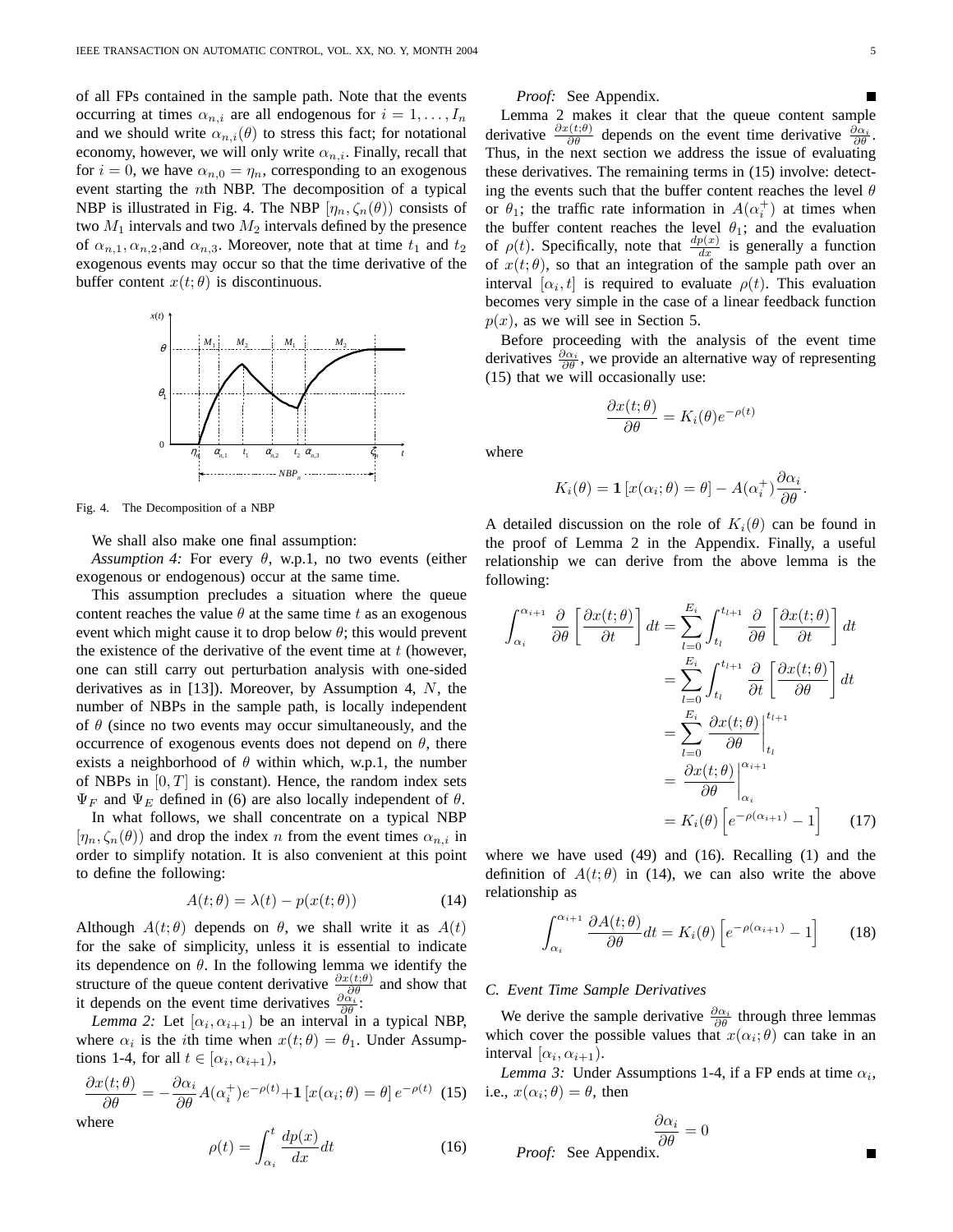of all FPs contained in the sample path. Note that the events occurring at times $\alpha_{n,i}$ are all endogenous for $i = 1, \ldots, I_n$ and we should write $\alpha_{n,i}(\theta)$ to stress this fact; for notational economy, however, we will only write $\alpha_{n,i}$. Finally, recall that for $i = 0$, we have $\alpha_{n,0} = \eta_n$, corresponding to an exogenous event starting the $n$th NBP. The decomposition of a typical NBP is illustrated in Fig. 4. The NBP $[\eta_n, \zeta_n(\theta))$ consists of two $M_1$ intervals and two $M_2$ intervals defined by the presence of $\alpha_{n,1}, \alpha_{n,2}$,and $\alpha_{n,3}$. Moreover, note that at time $t_1$ and $t_2$ exogenous events may occur so that the time derivative of the buffer content $x(t;\theta)$ is discontinuous.

Fig. 4. The Decomposition of a NBP

We shall also make one final assumption:

*Assumption 4:* For every $\theta$, w.p.1, no two events (either exogenous or endogenous) occur at the same time.

This assumption precludes a situation where the queue content reaches the value $\theta$ at the same time $t$ as an exogenous event which might cause it to drop below $\theta$; this would prevent the existence of the derivative of the event time at $t$ (however, one can still carry out perturbation analysis with one-sided derivatives as in [13]). Moreover, by Assumption 4, $N$, the number of NBPs in the sample path, is locally independent of $\theta$ (since no two events may occur simultaneously, and the occurrence of exogenous events does not depend on $\theta$, there exists a neighborhood of $\theta$ within which, w.p.1, the number of NBPs in $[0, T]$ is constant). Hence, the random index sets $\Psi_F$ and $\Psi_E$ defined in (6) are also locally independent of $\theta$.

In what follows, we shall concentrate on a typical NBP $[\eta_n, \zeta_n(\theta))$ and drop the index $n$ from the event times $\alpha_{n,i}$ in order to simplify notation. It is also convenient at this point to define the following:

$$A(t;\theta) = \lambda(t) - p(x(t;\theta)) \tag{14}$$

Although $A(t;\theta)$ depends on $\theta$, we shall write it as $A(t)$ for the sake of simplicity, unless it is essential to indicate its dependence on $\theta$. In the following lemma we identify the structure of the queue content derivative $\frac{\partial x(t;\theta)}{\partial \theta}$ and show that it depends on the event time derivatives $\frac{\partial \alpha_i}{\partial \theta}$:

*Lemma 2:* Let $[\alpha_i, \alpha_{i+1})$ be an interval in a typical NBP, where $\alpha_i$ is the $i$th time when $x(t;\theta) = \theta_1$. Under Assumptions 1-4, for all $t \in [\alpha_i, \alpha_{i+1})$,

$$\frac{\partial x(t;\theta)}{\partial \theta} = -\frac{\partial \alpha_i}{\partial \theta} A(\alpha_i^+) e^{-\rho(t)} + \mathbf{1}\left[x(\alpha_i;\theta) = \theta\right] e^{-\rho(t)} \tag{15}$$

where

$$\rho(t) = \int_{\alpha_i}^{t} \frac{dp(x)}{dx} dt \tag{16}$$

*Proof:* See Appendix. ■

Lemma 2 makes it clear that the queue content sample derivative $\frac{\partial x(t;\theta)}{\partial \theta}$ depends on the event time derivative $\frac{\partial \alpha_i}{\partial \theta}$. Thus, in the next section we address the issue of evaluating these derivatives. The remaining terms in (15) involve: detecting the events such that the buffer content reaches the level $\theta$ or $\theta_1$; the traffic rate information in $A(\alpha_i^+)$ at times when the buffer content reaches the level $\theta_1$; and the evaluation of $\rho(t)$. Specifically, note that $\frac{dp(x)}{dx}$ is generally a function of $x(t;\theta)$, so that an integration of the sample path over an interval $[\alpha_i, t]$ is required to evaluate $\rho(t)$. This evaluation becomes very simple in the case of a linear feedback function $p(x)$, as we will see in Section 5.

Before proceeding with the analysis of the event time derivatives $\frac{\partial \alpha_i}{\partial \theta}$, we provide an alternative way of representing (15) that we will occasionally use:

$$\frac{\partial x(t;\theta)}{\partial \theta} = K_i(\theta) e^{-\rho(t)}$$

where

$$K_i(\theta) = \mathbf{1}\left[x(\alpha_i;\theta) = \theta\right] - A(\alpha_i^+) \frac{\partial \alpha_i}{\partial \theta}.$$

A detailed discussion on the role of $K_i(\theta)$ can be found in the proof of Lemma 2 in the Appendix. Finally, a useful relationship we can derive from the above lemma is the following:

$$\begin{aligned}
\int_{\alpha_i}^{\alpha_{i+1}} \frac{\partial}{\partial \theta}\left[\frac{\partial x(t;\theta)}{\partial t}\right] dt &= \sum_{l=0}^{E_i} \int_{t_l}^{t_{l+1}} \frac{\partial}{\partial \theta}\left[\frac{\partial x(t;\theta)}{\partial t}\right] dt \\
&= \sum_{l=0}^{E_i} \int_{t_l}^{t_{l+1}} \frac{\partial}{\partial t}\left[\frac{\partial x(t;\theta)}{\partial \theta}\right] dt \\
&= \sum_{l=0}^{E_i} \frac{\partial x(t;\theta)}{\partial \theta}\bigg|_{t_l}^{t_{l+1}} \\
&= \frac{\partial x(t;\theta)}{\partial \theta}\bigg|_{\alpha_i}^{\alpha_{i+1}} \\
&= K_i(\theta)\left[e^{-\rho(\alpha_{i+1})} - 1\right]
\end{aligned} \tag{17}$$

where we have used (49) and (16). Recalling (1) and the definition of $A(t;\theta)$ in (14), we can also write the above relationship as

$$\int_{\alpha_i}^{\alpha_{i+1}} \frac{\partial A(t;\theta)}{\partial \theta} dt = K_i(\theta)\left[e^{-\rho(\alpha_{i+1})} - 1\right] \tag{18}$$

### C. Event Time Sample Derivatives

We derive the sample derivative $\frac{\partial \alpha_i}{\partial \theta}$ through three lemmas which cover the possible values that $x(\alpha_i;\theta)$ can take in an interval $[\alpha_i, \alpha_{i+1})$.

*Lemma 3:* Under Assumptions 1-4, if a FP ends at time $\alpha_i$, i.e., $x(\alpha_i;\theta) = \theta$, then

$$\frac{\partial \alpha_i}{\partial \theta} = 0$$

*Proof:* See Appendix. ■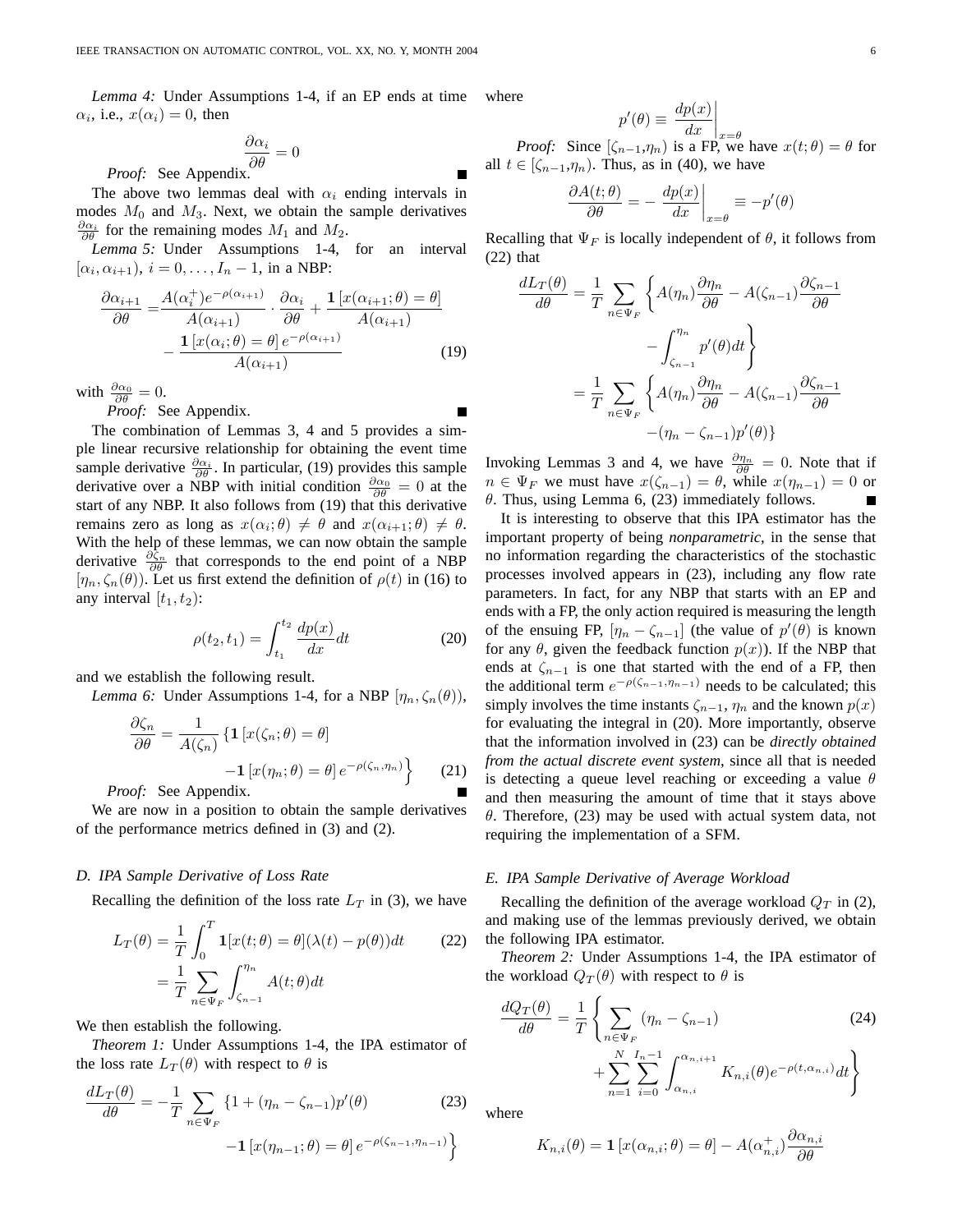*Lemma 4:* Under Assumptions 1-4, if an EP ends at time $\alpha_i$, i.e., $x(\alpha_i) = 0$, then

$$\frac{\partial \alpha_i}{\partial \theta} = 0$$

*Proof:* See Appendix. ■

The above two lemmas deal with $\alpha_i$ ending intervals in modes $M_0$ and $M_3$. Next, we obtain the sample derivatives $\frac{\partial \alpha_i}{\partial \theta}$ for the remaining modes $M_1$ and $M_2$.

*Lemma 5:* Under Assumptions 1-4, for an interval $[\alpha_i, \alpha_{i+1})$, $i = 0, \ldots, I_n - 1$, in a NBP:

$$\begin{aligned}\frac{\partial \alpha_{i+1}}{\partial \theta} =& \frac{A(\alpha_i^+)e^{-\rho(\alpha_{i+1})}}{A(\alpha_{i+1})} \cdot \frac{\partial \alpha_i}{\partial \theta} + \frac{\mathbf{1}\left[x(\alpha_{i+1};\theta) = \theta\right]}{A(\alpha_{i+1})} \\ &- \frac{\mathbf{1}\left[x(\alpha_i;\theta) = \theta\right] e^{-\rho(\alpha_{i+1})}}{A(\alpha_{i+1})}\end{aligned} \tag{19}$$

with $\frac{\partial \alpha_0}{\partial \theta} = 0$.

*Proof:* See Appendix. ■

The combination of Lemmas 3, 4 and 5 provides a simple linear recursive relationship for obtaining the event time sample derivative $\frac{\partial \alpha_i}{\partial \theta}$. In particular, (19) provides this sample derivative over a NBP with initial condition $\frac{\partial \alpha_0}{\partial \theta} = 0$ at the start of any NBP. It also follows from (19) that this derivative remains zero as long as $x(\alpha_i;\theta) \neq \theta$ and $x(\alpha_{i+1};\theta) \neq \theta$. With the help of these lemmas, we can now obtain the sample derivative $\frac{\partial \zeta_n}{\partial \theta}$ that corresponds to the end point of a NBP $[\eta_n, \zeta_n(\theta))$. Let us first extend the definition of $\rho(t)$ in (16) to any interval $[t_1, t_2)$:

$$\rho(t_2, t_1) = \int_{t_1}^{t_2} \frac{dp(x)}{dx} dt \tag{20}$$

and we establish the following result.

*Lemma 6:* Under Assumptions 1-4, for a NBP $[\eta_n, \zeta_n(\theta))$,

$$\begin{aligned}\frac{\partial \zeta_n}{\partial \theta} = \frac{1}{A(\zeta_n)} \big\{ &\mathbf{1}\left[x(\zeta_n;\theta) = \theta\right] \\ &- \mathbf{1}\left[x(\eta_n;\theta) = \theta\right] e^{-\rho(\zeta_n, \eta_n)} \big\}\end{aligned} \tag{21}$$

*Proof:* See Appendix. ■

We are now in a position to obtain the sample derivatives of the performance metrics defined in (3) and (2).

### D. IPA Sample Derivative of Loss Rate

Recalling the definition of the loss rate $L_T$ in (3), we have

$$\begin{aligned}L_T(\theta) &= \frac{1}{T} \int_0^T \mathbf{1}[x(t;\theta) = \theta](\lambda(t) - p(\theta)) dt \\ &= \frac{1}{T} \sum_{n \in \Psi_F} \int_{\zeta_{n-1}}^{\eta_n} A(t;\theta) dt\end{aligned} \tag{22}$$

We then establish the following.

*Theorem 1:* Under Assumptions 1-4, the IPA estimator of the loss rate $L_T(\theta)$ with respect to $\theta$ is

$$\begin{aligned}\frac{dL_T(\theta)}{d\theta} = -\frac{1}{T} \sum_{n \in \Psi_F} \big\{ &1 + (\eta_n - \zeta_{n-1}) p'(\theta) \\ &- \mathbf{1}\left[x(\eta_{n-1};\theta) = \theta\right] e^{-\rho(\zeta_{n-1}, \eta_{n-1})} \big\}\end{aligned} \tag{23}$$

where

$$p'(\theta) \equiv \left. \frac{dp(x)}{dx} \right|_{x=\theta}$$

*Proof:* Since $[\zeta_{n-1}, \eta_n)$ is a FP, we have $x(t;\theta) = \theta$ for all $t \in [\zeta_{n-1}, \eta_n)$. Thus, as in (40), we have

$$\frac{\partial A(t;\theta)}{\partial \theta} = -\left. \frac{dp(x)}{dx} \right|_{x=\theta} \equiv -p'(\theta)$$

Recalling that $\Psi_F$ is locally independent of $\theta$, it follows from (22) that

$$\begin{aligned}\frac{dL_T(\theta)}{d\theta} &= \frac{1}{T} \sum_{n \in \Psi_F} \left\{ A(\eta_n) \frac{\partial \eta_n}{\partial \theta} - A(\zeta_{n-1}) \frac{\partial \zeta_{n-1}}{\partial \theta} \right. \\ &\qquad \left. - \int_{\zeta_{n-1}}^{\eta_n} p'(\theta) dt \right\} \\ &= \frac{1}{T} \sum_{n \in \Psi_F} \left\{ A(\eta_n) \frac{\partial \eta_n}{\partial \theta} - A(\zeta_{n-1}) \frac{\partial \zeta_{n-1}}{\partial \theta} \right. \\ &\qquad \left. - (\eta_n - \zeta_{n-1}) p'(\theta) \right\}\end{aligned}$$

Invoking Lemmas 3 and 4, we have $\frac{\partial \eta_n}{\partial \theta} = 0$. Note that if $n \in \Psi_F$ we must have $x(\zeta_{n-1}) = \theta$, while $x(\eta_{n-1}) = 0$ or $\theta$. Thus, using Lemma 6, (23) immediately follows. ■

It is interesting to observe that this IPA estimator has the important property of being *nonparametric*, in the sense that no information regarding the characteristics of the stochastic processes involved appears in (23), including any flow rate parameters. In fact, for any NBP that starts with an EP and ends with a FP, the only action required is measuring the length of the ensuing FP, $[\eta_n - \zeta_{n-1}]$ (the value of $p'(\theta)$ is known for any $\theta$, given the feedback function $p(x)$). If the NBP that ends at $\zeta_{n-1}$ is one that started with the end of a FP, then the additional term $e^{-\rho(\zeta_{n-1}, \eta_{n-1})}$ needs to be calculated; this simply involves the time instants $\zeta_{n-1}$, $\eta_n$ and the known $p(x)$ for evaluating the integral in (20). More importantly, observe that the information involved in (23) can be *directly obtained from the actual discrete event system*, since all that is needed is detecting a queue level reaching or exceeding a value $\theta$ and then measuring the amount of time that it stays above $\theta$. Therefore, (23) may be used with actual system data, not requiring the implementation of a SFM.

### E. IPA Sample Derivative of Average Workload

Recalling the definition of the average workload $Q_T$ in (2), and making use of the lemmas previously derived, we obtain the following IPA estimator.

*Theorem 2:* Under Assumptions 1-4, the IPA estimator of the workload $Q_T(\theta)$ with respect to $\theta$ is

$$\begin{aligned}\frac{dQ_T(\theta)}{d\theta} = \frac{1}{T} \Bigg\{ &\sum_{n \in \Psi_F} (\eta_n - \zeta_{n-1}) \\ &+ \sum_{n=1}^{N} \sum_{i=0}^{I_n - 1} \int_{\alpha_{n,i}}^{\alpha_{n,i+1}} K_{n,i}(\theta) e^{-\rho(t, \alpha_{n,i})} dt \Bigg\}\end{aligned} \tag{24}$$

where

$$K_{n,i}(\theta) = \mathbf{1}\left[x(\alpha_{n,i};\theta) = \theta\right] - A(\alpha_{n,i}^+) \frac{\partial \alpha_{n,i}}{\partial \theta}$$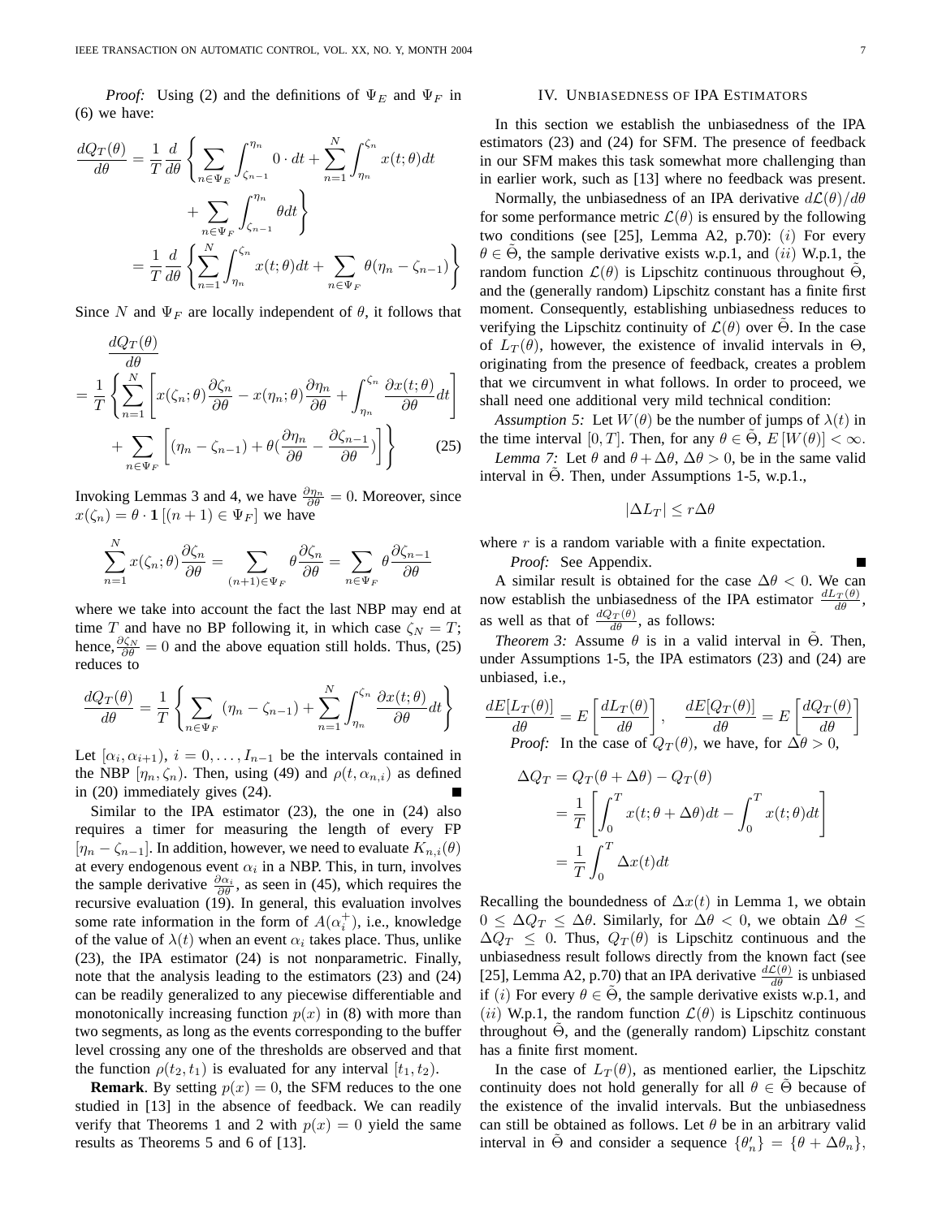*Proof:* Using (2) and the definitions of $\Psi_E$ and $\Psi_F$ in (6) we have:

$$\frac{dQ_T(\theta)}{d\theta} = \frac{1}{T}\frac{d}{d\theta}\left\{ \sum_{n\in\Psi_E}\int_{\zeta_{n-1}}^{\eta_n} 0\cdot dt + \sum_{n=1}^{N}\int_{\eta_n}^{\zeta_n} x(t;\theta)dt + \sum_{n\in\Psi_F}\int_{\zeta_{n-1}}^{\eta_n}\theta dt \right\}$$

$$= \frac{1}{T}\frac{d}{d\theta}\left\{ \sum_{n=1}^{N}\int_{\eta_n}^{\zeta_n} x(t;\theta)dt + \sum_{n\in\Psi_F}\theta(\eta_n-\zeta_{n-1}) \right\}$$

Since $N$ and $\Psi_F$ are locally independent of $\theta$, it follows that

$$\frac{dQ_T(\theta)}{d\theta} = \frac{1}{T}\left\{ \sum_{n=1}^{N}\left[ x(\zeta_n;\theta)\frac{\partial \zeta_n}{\partial\theta} - x(\eta_n;\theta)\frac{\partial \eta_n}{\partial\theta} + \int_{\eta_n}^{\zeta_n}\frac{\partial x(t;\theta)}{\partial\theta}dt \right] + \sum_{n\in\Psi_F}\left[ (\eta_n-\zeta_{n-1}) + \theta\left(\frac{\partial \eta_n}{\partial\theta} - \frac{\partial \zeta_{n-1}}{\partial\theta}\right) \right] \right\} \tag{25}$$

Invoking Lemmas 3 and 4, we have $\frac{\partial \eta_n}{\partial\theta}=0$. Moreover, since $x(\zeta_n)=\theta\cdot\mathbf{1}\left[(n+1)\in\Psi_F\right]$ we have

$$\sum_{n=1}^{N} x(\zeta_n;\theta)\frac{\partial\zeta_n}{\partial\theta} = \sum_{(n+1)\in\Psi_F}\theta\frac{\partial\zeta_n}{\partial\theta} = \sum_{n\in\Psi_F}\theta\frac{\partial\zeta_{n-1}}{\partial\theta}$$

where we take into account the fact the last NBP may end at time $T$ and have no BP following it, in which case $\zeta_N=T$; hence, $\frac{\partial\zeta_N}{\partial\theta}=0$ and the above equation still holds. Thus, (25) reduces to

$$\frac{dQ_T(\theta)}{d\theta} = \frac{1}{T}\left\{ \sum_{n\in\Psi_F}(\eta_n-\zeta_{n-1}) + \sum_{n=1}^{N}\int_{\eta_n}^{\zeta_n}\frac{\partial x(t;\theta)}{\partial\theta}dt \right\}$$

Let $[\alpha_i,\alpha_{i+1})$, $i=0,\ldots,I_{n-1}$ be the intervals contained in the NBP $[\eta_n,\zeta_n)$. Then, using (49) and $\rho(t,\alpha_{n,i})$ as defined in (20) immediately gives (24). ∎

Similar to the IPA estimator (23), the one in (24) also requires a timer for measuring the length of every FP $[\eta_n-\zeta_{n-1}]$. In addition, however, we need to evaluate $K_{n,i}(\theta)$ at every endogenous event $\alpha_i$ in a NBP. This, in turn, involves the sample derivative $\frac{\partial\alpha_i}{\partial\theta}$, as seen in (45), which requires the recursive evaluation (19). In general, this evaluation involves some rate information in the form of $A(\alpha_i^+)$, i.e., knowledge of the value of $\lambda(t)$ when an event $\alpha_i$ takes place. Thus, unlike (23), the IPA estimator (24) is not nonparametric. Finally, note that the analysis leading to the estimators (23) and (24) can be readily generalized to any piecewise differentiable and monotonically increasing function $p(x)$ in (8) with more than two segments, as long as the events corresponding to the buffer level crossing any one of the thresholds are observed and that the function $\rho(t_2,t_1)$ is evaluated for any interval $[t_1,t_2)$.

**Remark**. By setting $p(x)=0$, the SFM reduces to the one studied in [13] in the absence of feedback. We can readily verify that Theorems 1 and 2 with $p(x)=0$ yield the same results as Theorems 5 and 6 of [13].

## IV. Unbiasedness of IPA Estimators

In this section we establish the unbiasedness of the IPA estimators (23) and (24) for SFM. The presence of feedback in our SFM makes this task somewhat more challenging than in earlier work, such as [13] where no feedback was present.

Normally, the unbiasedness of an IPA derivative $d\mathcal{L}(\theta)/d\theta$ for some performance metric $\mathcal{L}(\theta)$ is ensured by the following two conditions (see [25], Lemma A2, p.70): $(i)$ For every $\theta\in\tilde{\Theta}$, the sample derivative exists w.p.1, and $(ii)$ W.p.1, the random function $\mathcal{L}(\theta)$ is Lipschitz continuous throughout $\tilde{\Theta}$, and the (generally random) Lipschitz constant has a finite first moment. Consequently, establishing unbiasedness reduces to verifying the Lipschitz continuity of $\mathcal{L}(\theta)$ over $\tilde{\Theta}$. In the case of $L_T(\theta)$, however, the existence of invalid intervals in $\Theta$, originating from the presence of feedback, creates a problem that we circumvent in what follows. In order to proceed, we shall need one additional very mild technical condition:

*Assumption 5:* Let $W(\theta)$ be the number of jumps of $\lambda(t)$ in the time interval $[0,T]$. Then, for any $\theta\in\tilde{\Theta}$, $E\left[W(\theta)\right]<\infty$.

*Lemma 7:* Let $\theta$ and $\theta+\Delta\theta$, $\Delta\theta>0$, be in the same valid interval in $\tilde{\Theta}$. Then, under Assumptions 1-5, w.p.1.,

$$|\Delta L_T| \le r\Delta\theta$$

where $r$ is a random variable with a finite expectation.

*Proof:* See Appendix. ∎

A similar result is obtained for the case $\Delta\theta<0$. We can now establish the unbiasedness of the IPA estimator $\frac{dL_T(\theta)}{d\theta}$, as well as that of $\frac{dQ_T(\theta)}{d\theta}$, as follows:

*Theorem 3:* Assume $\theta$ is in a valid interval in $\tilde{\Theta}$. Then, under Assumptions 1-5, the IPA estimators (23) and (24) are unbiased, i.e.,

$$\frac{dE[L_T(\theta)]}{d\theta} = E\left[\frac{dL_T(\theta)}{d\theta}\right], \quad \frac{dE[Q_T(\theta)]}{d\theta} = E\left[\frac{dQ_T(\theta)}{d\theta}\right]$$

*Proof:* In the case of $Q_T(\theta)$, we have, for $\Delta\theta>0$,

$$\Delta Q_T = Q_T(\theta+\Delta\theta) - Q_T(\theta) = \frac{1}{T}\left[\int_0^T x(t;\theta+\Delta\theta)dt - \int_0^T x(t;\theta)dt\right] = \frac{1}{T}\int_0^T \Delta x(t)dt$$

Recalling the boundedness of $\Delta x(t)$ in Lemma 1, we obtain $0\le\Delta Q_T\le\Delta\theta$. Similarly, for $\Delta\theta<0$, we obtain $\Delta\theta\le\Delta Q_T\le 0$. Thus, $Q_T(\theta)$ is Lipschitz continuous and the unbiasedness result follows directly from the known fact (see [25], Lemma A2, p.70) that an IPA derivative $\frac{d\mathcal{L}(\theta)}{d\theta}$ is unbiased if $(i)$ For every $\theta\in\tilde{\Theta}$, the sample derivative exists w.p.1, and $(ii)$ W.p.1, the random function $\mathcal{L}(\theta)$ is Lipschitz continuous throughout $\tilde{\Theta}$, and the (generally random) Lipschitz constant has a finite first moment.

In the case of $L_T(\theta)$, as mentioned earlier, the Lipschitz continuity does not hold generally for all $\theta\in\tilde{\Theta}$ because of the existence of the invalid intervals. But the unbiasedness can still be obtained as follows. Let $\theta$ be in an arbitrary valid interval in $\tilde{\Theta}$ and consider a sequence $\{\theta_n'\}=\{\theta+\Delta\theta_n\}$,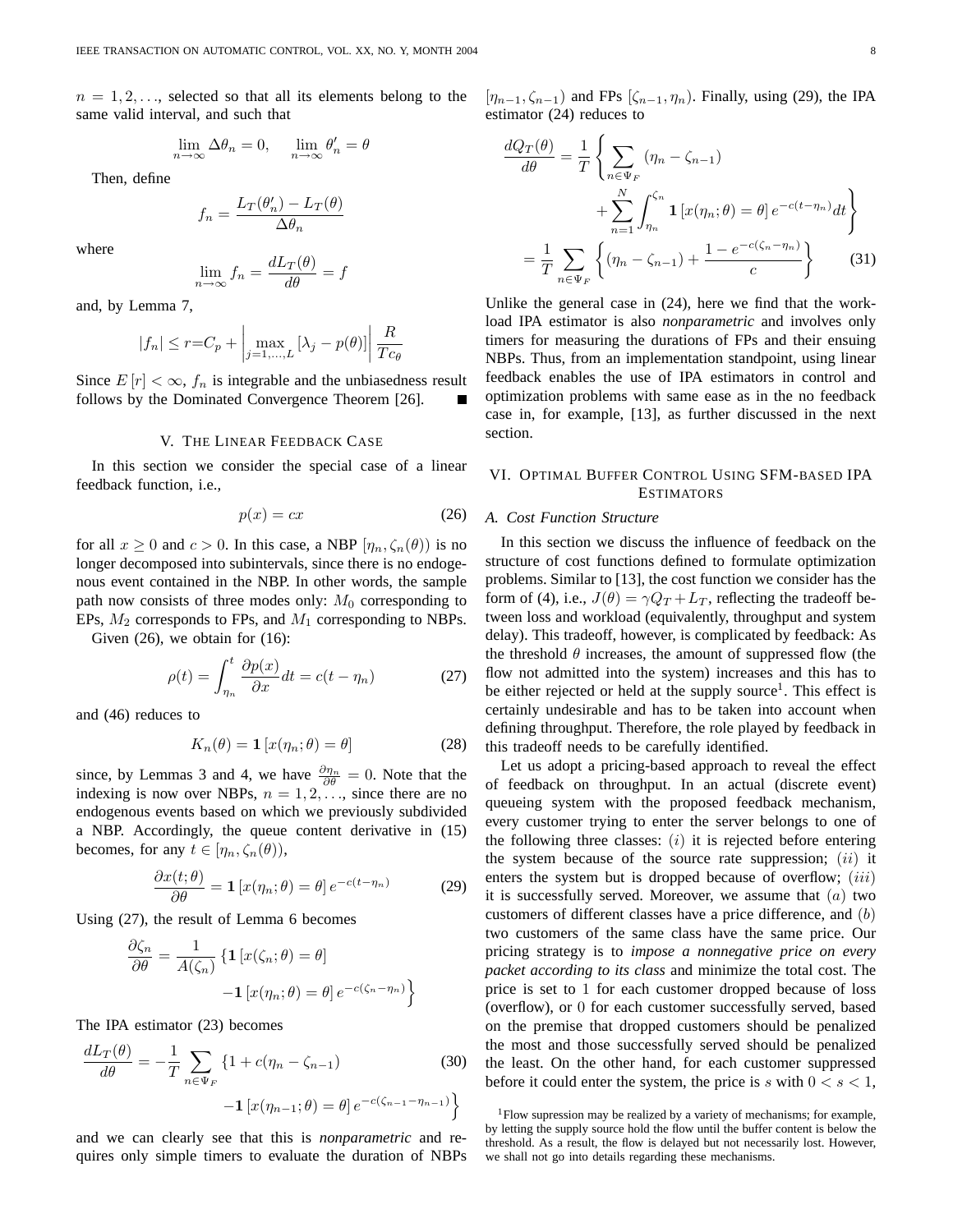$n = 1, 2, \ldots$, selected so that all its elements belong to the same valid interval, and such that

$$\lim_{n\to\infty} \Delta\theta_n = 0, \quad \lim_{n\to\infty} \theta'_n = \theta$$

Then, define

$$f_n = \frac{L_T(\theta'_n) - L_T(\theta)}{\Delta\theta_n}$$

where

$$\lim_{n\to\infty} f_n = \frac{dL_T(\theta)}{d\theta} = f$$

and, by Lemma 7,

$$|f_n| \le r = C_p + \left| \max_{j=1,\ldots,L} [\lambda_j - p(\theta)] \right| \frac{R}{Tc_\theta}$$

Since $E[r] < \infty$, $f_n$ is integrable and the unbiasedness result follows by the Dominated Convergence Theorem [26]. ∎

## V. The Linear Feedback Case

In this section we consider the special case of a linear feedback function, i.e.,

$$p(x) = cx \tag{26}$$

for all $x \ge 0$ and $c > 0$. In this case, a NBP $[\eta_n, \zeta_n(\theta))$ is no longer decomposed into subintervals, since there is no endogenous event contained in the NBP. In other words, the sample path now consists of three modes only: $M_0$ corresponding to EPs, $M_2$ corresponds to FPs, and $M_1$ corresponding to NBPs.

Given (26), we obtain for (16):

$$\rho(t) = \int_{\eta_n}^{t} \frac{\partial p(x)}{\partial x} dt = c(t - \eta_n) \tag{27}$$

and (46) reduces to

$$K_n(\theta) = \mathbf{1}[x(\eta_n; \theta) = \theta] \tag{28}$$

since, by Lemmas 3 and 4, we have $\frac{\partial \eta_n}{\partial \theta} = 0$. Note that the indexing is now over NBPs, $n = 1, 2, \ldots$, since there are no endogenous events based on which we previously subdivided a NBP. Accordingly, the queue content derivative in (15) becomes, for any $t \in [\eta_n, \zeta_n(\theta))$,

$$\frac{\partial x(t;\theta)}{\partial \theta} = \mathbf{1}[x(\eta_n; \theta) = \theta] e^{-c(t-\eta_n)} \tag{29}$$

Using (27), the result of Lemma 6 becomes

$$\frac{\partial \zeta_n}{\partial \theta} = \frac{1}{A(\zeta_n)} \left\{ \mathbf{1}[x(\zeta_n; \theta) = \theta] - \mathbf{1}[x(\eta_n; \theta) = \theta] e^{-c(\zeta_n - \eta_n)} \right\}$$

The IPA estimator (23) becomes

$$\frac{dL_T(\theta)}{d\theta} = -\frac{1}{T} \sum_{n \in \Psi_F} \left\{ 1 + c(\eta_n - \zeta_{n-1}) - \mathbf{1}[x(\eta_{n-1}; \theta) = \theta] e^{-c(\zeta_{n-1} - \eta_{n-1})} \right\} \tag{30}$$

and we can clearly see that this is *nonparametric* and requires only simple timers to evaluate the duration of NBPs $[\eta_{n-1}, \zeta_{n-1})$ and FPs $[\zeta_{n-1}, \eta_n)$. Finally, using (29), the IPA estimator (24) reduces to

$$\begin{aligned} \frac{dQ_T(\theta)}{d\theta} &= \frac{1}{T} \left\{ \sum_{n \in \Psi_F} (\eta_n - \zeta_{n-1}) + \sum_{n=1}^{N} \int_{\eta_n}^{\zeta_n} \mathbf{1}[x(\eta_n; \theta) = \theta] e^{-c(t-\eta_n)} dt \right\} \\ &= \frac{1}{T} \sum_{n \in \Psi_F} \left\{ (\eta_n - \zeta_{n-1}) + \frac{1 - e^{-c(\zeta_n - \eta_n)}}{c} \right\} \end{aligned} \tag{31}$$

Unlike the general case in (24), here we find that the workload IPA estimator is also *nonparametric* and involves only timers for measuring the durations of FPs and their ensuing NBPs. Thus, from an implementation standpoint, using linear feedback enables the use of IPA estimators in control and optimization problems with same ease as in the no feedback case in, for example, [13], as further discussed in the next section.

## VI. Optimal Buffer Control Using SFM-based IPA Estimators

### A. Cost Function Structure

In this section we discuss the influence of feedback on the structure of cost functions defined to formulate optimization problems. Similar to [13], the cost function we consider has the form of (4), i.e., $J(\theta) = \gamma Q_T + L_T$, reflecting the tradeoff between loss and workload (equivalently, throughput and system delay). This tradeoff, however, is complicated by feedback: As the threshold $\theta$ increases, the amount of suppressed flow (the flow not admitted into the system) increases and this has to be either rejected or held at the supply source[1]. This effect is certainly undesirable and has to be taken into account when defining throughput. Therefore, the role played by feedback in this tradeoff needs to be carefully identified.

Let us adopt a pricing-based approach to reveal the effect of feedback on throughput. In an actual (discrete event) queueing system with the proposed feedback mechanism, every customer trying to enter the server belongs to one of the following three classes: $(i)$ it is rejected before entering the system because of the source rate suppression; $(ii)$ it enters the system but is dropped because of overflow; $(iii)$ it is successfully served. Moreover, we assume that $(a)$ two customers of different classes have a price difference, and $(b)$ two customers of the same class have the same price. Our pricing strategy is to *impose a nonnegative price on every packet according to its class* and minimize the total cost. The price is set to 1 for each customer dropped because of loss (overflow), or 0 for each customer successfully served, based on the premise that dropped customers should be penalized the most and those successfully served should be penalized the least. On the other hand, for each customer suppressed before it could enter the system, the price is $s$ with $0 < s < 1$,

[1] Flow supression may be realized by a variety of mechanisms; for example, by letting the supply source hold the flow until the buffer content is below the threshold. As a result, the flow is delayed but not necessarily lost. However, we shall not go into details regarding these mechanisms.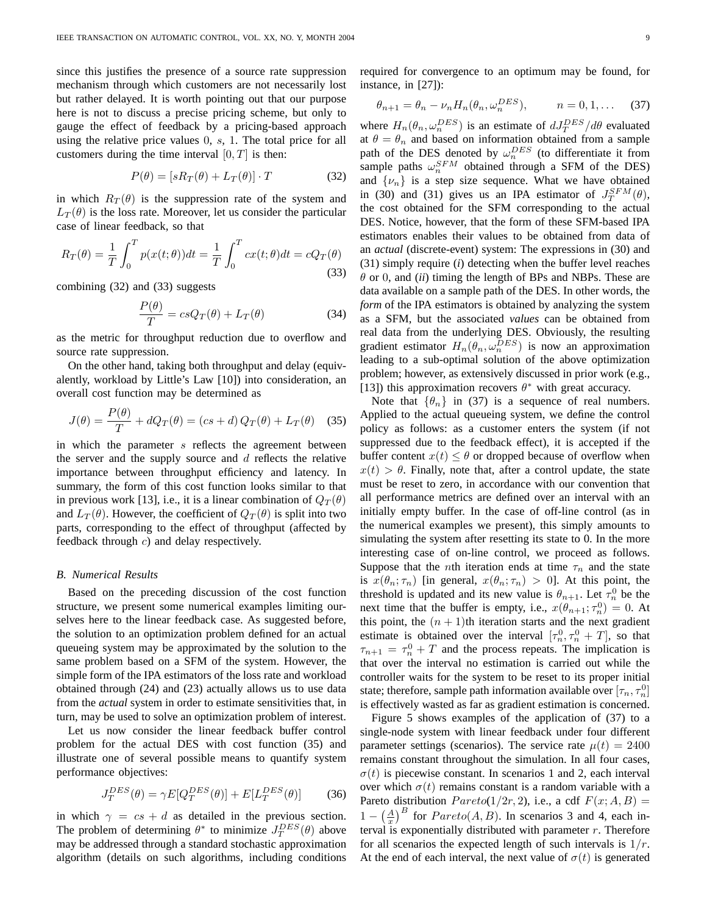since this justifies the presence of a source rate suppression mechanism through which customers are not necessarily lost but rather delayed. It is worth pointing out that our purpose here is not to discuss a precise pricing scheme, but only to gauge the effect of feedback by a pricing-based approach using the relative price values 0, $s$, 1. The total price for all customers during the time interval $[0, T]$ is then:

$$P(\theta) = [sR_T(\theta) + L_T(\theta)] \cdot T \tag{32}$$

in which $R_T(\theta)$ is the suppression rate of the system and $L_T(\theta)$ is the loss rate. Moreover, let us consider the particular case of linear feedback, so that

$$R_T(\theta) = \frac{1}{T}\int_0^T p(x(t;\theta))dt = \frac{1}{T}\int_0^T cx(t;\theta)dt = cQ_T(\theta) \tag{33}$$

combining (32) and (33) suggests

$$\frac{P(\theta)}{T} = csQ_T(\theta) + L_T(\theta) \tag{34}$$

as the metric for throughput reduction due to overflow and source rate suppression.

On the other hand, taking both throughput and delay (equivalently, workload by Little's Law [10]) into consideration, an overall cost function may be determined as

$$J(\theta) = \frac{P(\theta)}{T} + dQ_T(\theta) = (cs + d)\,Q_T(\theta) + L_T(\theta) \tag{35}$$

in which the parameter $s$ reflects the agreement between the server and the supply source and $d$ reflects the relative importance between throughput efficiency and latency. In summary, the form of this cost function looks similar to that in previous work [13], i.e., it is a linear combination of $Q_T(\theta)$ and $L_T(\theta)$. However, the coefficient of $Q_T(\theta)$ is split into two parts, corresponding to the effect of throughput (affected by feedback through $c$) and delay respectively.

### B. Numerical Results

Based on the preceding discussion of the cost function structure, we present some numerical examples limiting ourselves here to the linear feedback case. As suggested before, the solution to an optimization problem defined for an actual queueing system may be approximated by the solution to the same problem based on a SFM of the system. However, the simple form of the IPA estimators of the loss rate and workload obtained through (24) and (23) actually allows us to use data from the *actual* system in order to estimate sensitivities that, in turn, may be used to solve an optimization problem of interest.

Let us now consider the linear feedback buffer control problem for the actual DES with cost function (35) and illustrate one of several possible means to quantify system performance objectives:

$$J_T^{DES}(\theta) = \gamma E[Q_T^{DES}(\theta)] + E[L_T^{DES}(\theta)] \tag{36}$$

in which $\gamma = cs + d$ as detailed in the previous section. The problem of determining $\theta^*$ to minimize $J_T^{DES}(\theta)$ above may be addressed through a standard stochastic approximation algorithm (details on such algorithms, including conditions required for convergence to an optimum may be found, for instance, in [27]):

$$\theta_{n+1} = \theta_n - \nu_n H_n(\theta_n, \omega_n^{DES}), \qquad n = 0, 1, \ldots \tag{37}$$

where $H_n(\theta_n, \omega_n^{DES})$ is an estimate of $dJ_T^{DES}/d\theta$ evaluated at $\theta = \theta_n$ and based on information obtained from a sample path of the DES denoted by $\omega_n^{DES}$ (to differentiate it from sample paths $\omega_n^{SFM}$ obtained through a SFM of the DES) and $\{\nu_n\}$ is a step size sequence. What we have obtained in (30) and (31) gives us an IPA estimator of $J_T^{SFM}(\theta)$, the cost obtained for the SFM corresponding to the actual DES. Notice, however, that the form of these SFM-based IPA estimators enables their values to be obtained from data of an *actual* (discrete-event) system: The expressions in (30) and (31) simply require (*i*) detecting when the buffer level reaches $\theta$ or 0, and (*ii*) timing the length of BPs and NBPs. These are data available on a sample path of the DES. In other words, the *form* of the IPA estimators is obtained by analyzing the system as a SFM, but the associated *values* can be obtained from real data from the underlying DES. Obviously, the resulting gradient estimator $H_n(\theta_n, \omega_n^{DES})$ is now an approximation leading to a sub-optimal solution of the above optimization problem; however, as extensively discussed in prior work (e.g., [13]) this approximation recovers $\theta^*$ with great accuracy.

Note that $\{\theta_n\}$ in (37) is a sequence of real numbers. Applied to the actual queueing system, we define the control policy as follows: as a customer enters the system (if not suppressed due to the feedback effect), it is accepted if the buffer content $x(t) \leq \theta$ or dropped because of overflow when $x(t) > \theta$. Finally, note that, after a control update, the state must be reset to zero, in accordance with our convention that all performance metrics are defined over an interval with an initially empty buffer. In the case of off-line control (as in the numerical examples we present), this simply amounts to simulating the system after resetting its state to 0. In the more interesting case of on-line control, we proceed as follows. Suppose that the $n$th iteration ends at time $\tau_n$ and the state is $x(\theta_n; \tau_n)$ [in general, $x(\theta_n; \tau_n) > 0$]. At this point, the threshold is updated and its new value is $\theta_{n+1}$. Let $\tau_n^0$ be the next time that the buffer is empty, i.e., $x(\theta_{n+1}; \tau_n^0) = 0$. At this point, the $(n+1)$th iteration starts and the next gradient estimate is obtained over the interval $[\tau_n^0, \tau_n^0 + T]$, so that $\tau_{n+1} = \tau_n^0 + T$ and the process repeats. The implication is that over the interval no estimation is carried out while the controller waits for the system to be reset to its proper initial state; therefore, sample path information available over $[\tau_n, \tau_n^0]$ is effectively wasted as far as gradient estimation is concerned.

Figure 5 shows examples of the application of (37) to a single-node system with linear feedback under four different parameter settings (scenarios). The service rate $\mu(t) = 2400$ remains constant throughout the simulation. In all four cases, $\sigma(t)$ is piecewise constant. In scenarios 1 and 2, each interval over which $\sigma(t)$ remains constant is a random variable with a Pareto distribution $Pareto(1/2r, 2)$, i.e., a cdf $F(x; A, B) = 1 - \left(\frac{A}{x}\right)^B$ for $Pareto(A, B)$. In scenarios 3 and 4, each interval is exponentially distributed with parameter $r$. Therefore for all scenarios the expected length of such intervals is $1/r$. At the end of each interval, the next value of $\sigma(t)$ is generated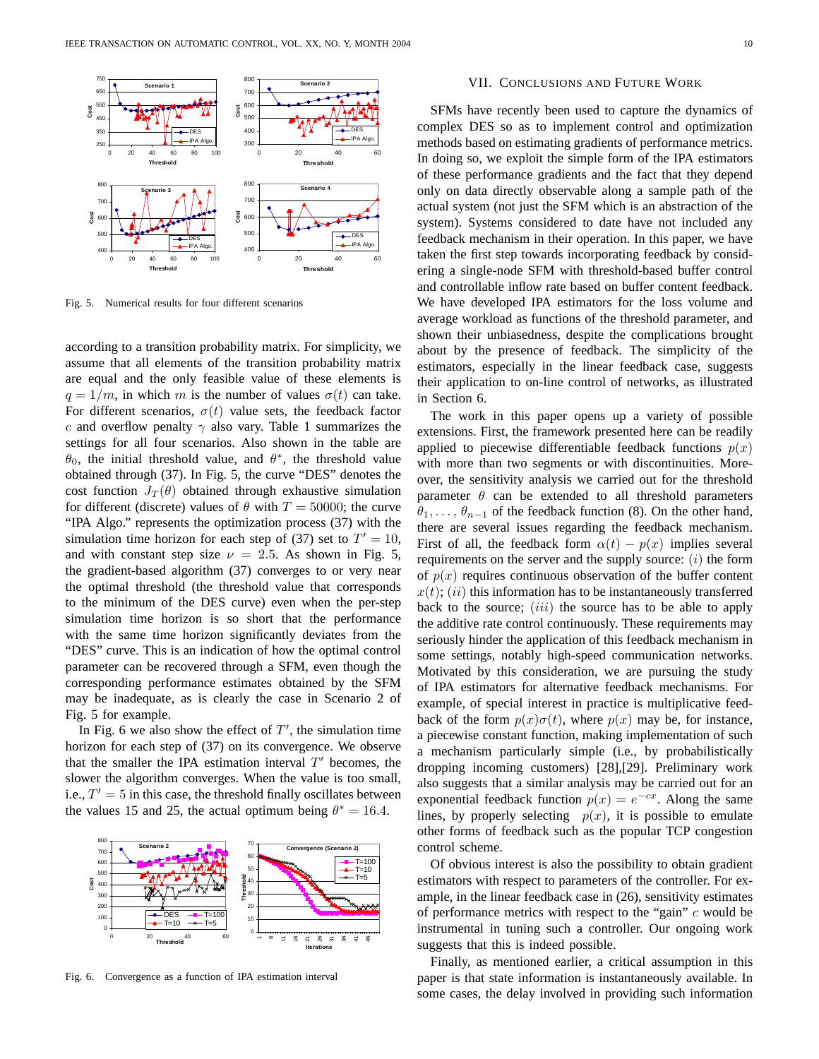Fig. 5. Numerical results for four different scenarios

according to a transition probability matrix. For simplicity, we assume that all elements of the transition probability matrix are equal and the only feasible value of these elements is $q = 1/m$, in which $m$ is the number of values $\sigma(t)$ can take. For different scenarios, $\sigma(t)$ value sets, the feedback factor $c$ and overflow penalty $\gamma$ also vary. Table 1 summarizes the settings for all four scenarios. Also shown in the table are $\theta_0$, the initial threshold value, and $\theta^*$, the threshold value obtained through (37). In Fig. 5, the curve "DES" denotes the cost function $J_T(\theta)$ obtained through exhaustive simulation for different (discrete) values of $\theta$ with $T = 50000$; the curve "IPA Algo." represents the optimization process (37) with the simulation time horizon for each step of (37) set to $T' = 10$, and with constant step size $\nu = 2.5$. As shown in Fig. 5, the gradient-based algorithm (37) converges to or very near the optimal threshold (the threshold value that corresponds to the minimum of the DES curve) even when the per-step simulation time horizon is so short that the performance with the same time horizon significantly deviates from the "DES" curve. This is an indication of how the optimal control parameter can be recovered through a SFM, even though the corresponding performance estimates obtained by the SFM may be inadequate, as is clearly the case in Scenario 2 of Fig. 5 for example.

In Fig. 6 we also show the effect of $T'$, the simulation time horizon for each step of (37) on its convergence. We observe that the smaller the IPA estimation interval $T'$ becomes, the slower the algorithm converges. When the value is too small, i.e., $T' = 5$ in this case, the threshold finally oscillates between the values 15 and 25, the actual optimum being $\theta^* = 16.4$.

Fig. 6. Convergence as a function of IPA estimation interval

## VII. Conclusions and Future Work

SFMs have recently been used to capture the dynamics of complex DES so as to implement control and optimization methods based on estimating gradients of performance metrics. In doing so, we exploit the simple form of the IPA estimators of these performance gradients and the fact that they depend only on data directly observable along a sample path of the actual system (not just the SFM which is an abstraction of the system). Systems considered to date have not included any feedback mechanism in their operation. In this paper, we have taken the first step towards incorporating feedback by considering a single-node SFM with threshold-based buffer control and controllable inflow rate based on buffer content feedback. We have developed IPA estimators for the loss volume and average workload as functions of the threshold parameter, and shown their unbiasedness, despite the complications brought about by the presence of feedback. The simplicity of the estimators, especially in the linear feedback case, suggests their application to on-line control of networks, as illustrated in Section 6.

The work in this paper opens up a variety of possible extensions. First, the framework presented here can be readily applied to piecewise differentiable feedback functions $p(x)$ with more than two segments or with discontinuities. Moreover, the sensitivity analysis we carried out for the threshold parameter $\theta$ can be extended to all threshold parameters $\theta_1, \ldots, \theta_{n-1}$ of the feedback function (8). On the other hand, there are several issues regarding the feedback mechanism. First of all, the feedback form $\alpha(t) - p(x)$ implies several requirements on the server and the supply source: $(i)$ the form of $p(x)$ requires continuous observation of the buffer content $x(t)$; $(ii)$ this information has to be instantaneously transferred back to the source; $(iii)$ the source has to be able to apply the additive rate control continuously. These requirements may seriously hinder the application of this feedback mechanism in some settings, notably high-speed communication networks. Motivated by this consideration, we are pursuing the study of IPA estimators for alternative feedback mechanisms. For example, of special interest in practice is multiplicative feedback of the form $p(x)\sigma(t)$, where $p(x)$ may be, for instance, a piecewise constant function, making implementation of such a mechanism particularly simple (i.e., by probabilistically dropping incoming customers) [28],[29]. Preliminary work also suggests that a similar analysis may be carried out for an exponential feedback function $p(x) = e^{-cx}$. Along the same lines, by properly selecting $p(x)$, it is possible to emulate other forms of feedback such as the popular TCP congestion control scheme.

Of obvious interest is also the possibility to obtain gradient estimators with respect to parameters of the controller. For example, in the linear feedback case in (26), sensitivity estimates of performance metrics with respect to the "gain" $c$ would be instrumental in tuning such a controller. Our ongoing work suggests that this is indeed possible.

Finally, as mentioned earlier, a critical assumption in this paper is that state information is instantaneously available. In some cases, the delay involved in providing such information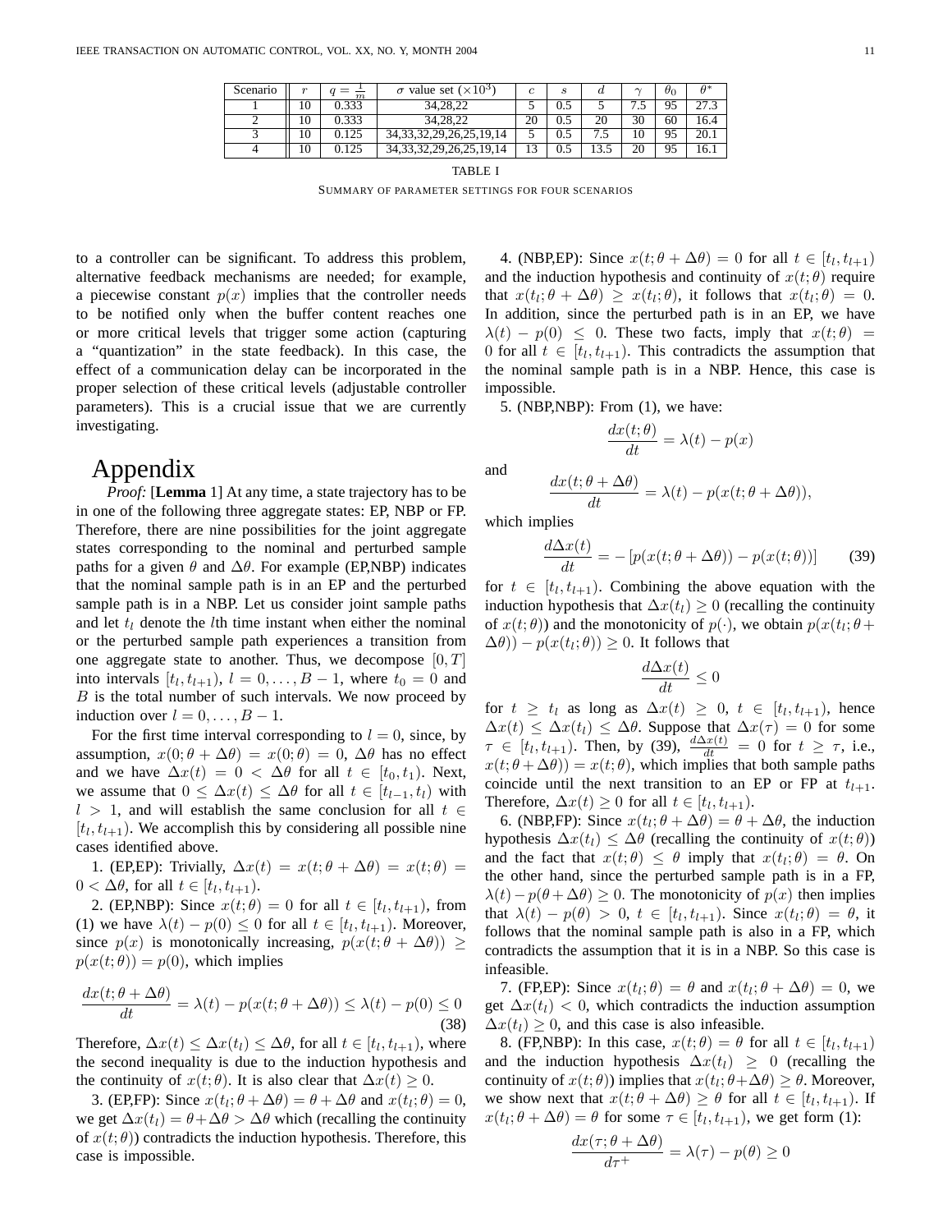| Scenario | $r$ | $q = \frac{1}{m}$ | $\sigma$ value set ($\times 10^3$) | $c$ | $s$ | $d$ | $\gamma$ | $\theta_0$ | $\theta^*$ |
|---|---|---|---|---|---|---|---|---|---|
| 1 | 10 | 0.333 | 34,28,22 | 5 | 0.5 | 5 | 7.5 | 95 | 27.3 |
| 2 | 10 | 0.333 | 34,28,22 | 20 | 0.5 | 20 | 30 | 60 | 16.4 |
| 3 | 10 | 0.125 | 34,33,32,29,26,25,19,14 | 5 | 0.5 | 7.5 | 10 | 95 | 20.1 |
| 4 | 10 | 0.125 | 34,33,32,29,26,25,19,14 | 13 | 0.5 | 13.5 | 20 | 95 | 16.1 |

TABLE I

SUMMARY OF PARAMETER SETTINGS FOR FOUR SCENARIOS

to a controller can be significant. To address this problem, alternative feedback mechanisms are needed; for example, a piecewise constant $p(x)$ implies that the controller needs to be notified only when the buffer content reaches one or more critical levels that trigger some action (capturing a "quantization" in the state feedback). In this case, the effect of a communication delay can be incorporated in the proper selection of these critical levels (adjustable controller parameters). This is a crucial issue that we are currently investigating.

# Appendix

*Proof:* [**Lemma** 1] At any time, a state trajectory has to be in one of the following three aggregate states: EP, NBP or FP. Therefore, there are nine possibilities for the joint aggregate states corresponding to the nominal and perturbed sample paths for a given $\theta$ and $\Delta\theta$. For example (EP,NBP) indicates that the nominal sample path is in an EP and the perturbed sample path is in a NBP. Let us consider joint sample paths and let $t_l$ denote the $l$th time instant when either the nominal or the perturbed sample path experiences a transition from one aggregate state to another. Thus, we decompose $[0, T]$ into intervals $[t_l, t_{l+1})$, $l = 0, \ldots, B-1$, where $t_0 = 0$ and $B$ is the total number of such intervals. We now proceed by induction over $l = 0, \ldots, B-1$.

For the first time interval corresponding to $l = 0$, since, by assumption, $x(0; \theta + \Delta\theta) = x(0; \theta) = 0$, $\Delta\theta$ has no effect and we have $\Delta x(t) = 0 < \Delta\theta$ for all $t \in [t_0, t_1)$. Next, we assume that $0 \leq \Delta x(t) \leq \Delta\theta$ for all $t \in [t_{l-1}, t_l)$ with $l > 1$, and will establish the same conclusion for all $t \in [t_l, t_{l+1})$. We accomplish this by considering all possible nine cases identified above.

1. (EP,EP): Trivially, $\Delta x(t) = x(t; \theta + \Delta\theta) = x(t; \theta) = 0 < \Delta\theta$, for all $t \in [t_l, t_{l+1})$.

2. (EP,NBP): Since $x(t; \theta) = 0$ for all $t \in [t_l, t_{l+1})$, from (1) we have $\lambda(t) - p(0) \leq 0$ for all $t \in [t_l, t_{l+1})$. Moreover, since $p(x)$ is monotonically increasing, $p(x(t; \theta + \Delta\theta)) \geq p(x(t; \theta)) = p(0)$, which implies

$$\frac{dx(t; \theta + \Delta\theta)}{dt} = \lambda(t) - p(x(t; \theta + \Delta\theta)) \leq \lambda(t) - p(0) \leq 0 \tag{38}$$

Therefore, $\Delta x(t) \leq \Delta x(t_l) \leq \Delta\theta$, for all $t \in [t_l, t_{l+1})$, where the second inequality is due to the induction hypothesis and the continuity of $x(t; \theta)$. It is also clear that $\Delta x(t) \geq 0$.

3. (EP,FP): Since $x(t_l; \theta + \Delta\theta) = \theta + \Delta\theta$ and $x(t_l; \theta) = 0$, we get $\Delta x(t_l) = \theta + \Delta\theta > \Delta\theta$ which (recalling the continuity of $x(t; \theta)$) contradicts the induction hypothesis. Therefore, this case is impossible.

4. (NBP,EP): Since $x(t; \theta + \Delta\theta) = 0$ for all $t \in [t_l, t_{l+1})$ and the induction hypothesis and continuity of $x(t; \theta)$ require that $x(t_l; \theta + \Delta\theta) \geq x(t_l; \theta)$, it follows that $x(t_l; \theta) = 0$. In addition, since the perturbed path is in an EP, we have $\lambda(t) - p(0) \leq 0$. These two facts, imply that $x(t; \theta) = 0$ for all $t \in [t_l, t_{l+1})$. This contradicts the assumption that the nominal sample path is in a NBP. Hence, this case is impossible.

5. (NBP,NBP): From (1), we have:

$$\frac{dx(t; \theta)}{dt} = \lambda(t) - p(x)$$

and

$$\frac{dx(t; \theta + \Delta\theta)}{dt} = \lambda(t) - p(x(t; \theta + \Delta\theta)),$$

which implies

$$\frac{d\Delta x(t)}{dt} = -\left[p(x(t; \theta + \Delta\theta)) - p(x(t; \theta))\right] \tag{39}$$

for $t \in [t_l, t_{l+1})$. Combining the above equation with the induction hypothesis that $\Delta x(t_l) \geq 0$ (recalling the continuity of $x(t; \theta)$) and the monotonicity of $p(\cdot)$, we obtain $p(x(t_l; \theta + \Delta\theta)) - p(x(t_l; \theta)) \geq 0$. It follows that

$$\frac{d\Delta x(t)}{dt} \leq 0$$

for $t \geq t_l$ as long as $\Delta x(t) \geq 0$, $t \in [t_l, t_{l+1})$, hence $\Delta x(t) \leq \Delta x(t_l) \leq \Delta\theta$. Suppose that $\Delta x(\tau) = 0$ for some $\tau \in [t_l, t_{l+1})$. Then, by (39), $\frac{d\Delta x(t)}{dt} = 0$ for $t \geq \tau$, i.e., $x(t; \theta + \Delta\theta) = x(t; \theta)$, which implies that both sample paths coincide until the next transition to an EP or FP at $t_{l+1}$. Therefore, $\Delta x(t) \geq 0$ for all $t \in [t_l, t_{l+1})$.

6. (NBP,FP): Since $x(t_l; \theta + \Delta\theta) = \theta + \Delta\theta$, the induction hypothesis $\Delta x(t_l) \leq \Delta\theta$ (recalling the continuity of $x(t; \theta)$) and the fact that $x(t; \theta) \leq \theta$ imply that $x(t_l; \theta) = \theta$. On the other hand, since the perturbed sample path is in a FP, $\lambda(t) - p(\theta + \Delta\theta) \geq 0$. The monotonicity of $p(x)$ then implies that $\lambda(t) - p(\theta) > 0$, $t \in [t_l, t_{l+1})$. Since $x(t_l; \theta) = \theta$, it follows that the nominal sample path is also in a FP, which contradicts the assumption that it is in a NBP. So this case is infeasible.

7. (FP,EP): Since $x(t_l; \theta) = \theta$ and $x(t_l; \theta + \Delta\theta) = 0$, we get $\Delta x(t_l) < 0$, which contradicts the induction assumption $\Delta x(t_l) \geq 0$, and this case is also infeasible.

8. (FP,NBP): In this case, $x(t; \theta) = \theta$ for all $t \in [t_l, t_{l+1})$ and the induction hypothesis $\Delta x(t_l) \geq 0$ (recalling the continuity of $x(t; \theta)$) implies that $x(t_l; \theta + \Delta\theta) \geq \theta$. Moreover, we show next that $x(t; \theta + \Delta\theta) \geq \theta$ for all $t \in [t_l, t_{l+1})$. If $x(t_l; \theta + \Delta\theta) = \theta$ for some $\tau \in [t_l, t_{l+1})$, we get form (1):

$$\frac{dx(\tau; \theta + \Delta\theta)}{d\tau^+} = \lambda(\tau) - p(\theta) \geq 0$$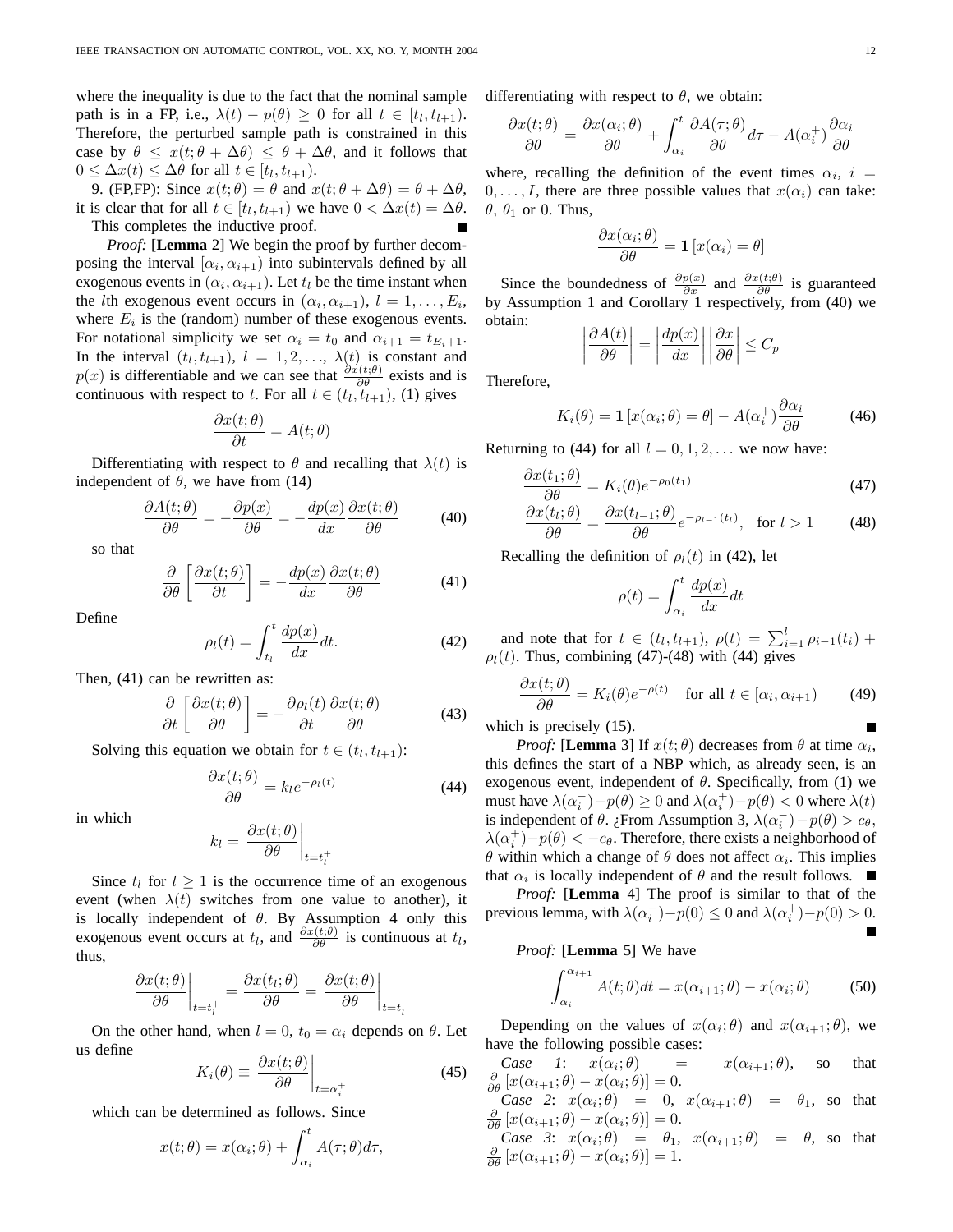where the inequality is due to the fact that the nominal sample path is in a FP, i.e., $\lambda(t) - p(\theta) \geq 0$ for all $t \in [t_l, t_{l+1})$. Therefore, the perturbed sample path is constrained in this case by $\theta \leq x(t; \theta + \Delta\theta) \leq \theta + \Delta\theta$, and it follows that $0 \leq \Delta x(t) \leq \Delta\theta$ for all $t \in [t_l, t_{l+1})$.

9. (FP,FP): Since $x(t;\theta) = \theta$ and $x(t; \theta + \Delta\theta) = \theta + \Delta\theta$, it is clear that for all $t \in [t_l, t_{l+1})$ we have $0 < \Delta x(t) = \Delta\theta$.

This completes the inductive proof. ∎

*Proof:* [**Lemma** 2] We begin the proof by further decomposing the interval $[\alpha_i, \alpha_{i+1})$ into subintervals defined by all exogenous events in $(\alpha_i, \alpha_{i+1})$. Let $t_l$ be the time instant when the $l$th exogenous event occurs in $(\alpha_i, \alpha_{i+1})$, $l = 1, \ldots, E_i$, where $E_i$ is the (random) number of these exogenous events. For notational simplicity we set $\alpha_i = t_0$ and $\alpha_{i+1} = t_{E_i+1}$. In the interval $(t_l, t_{l+1})$, $l = 1, 2, \ldots$, $\lambda(t)$ is constant and $p(x)$ is differentiable and we can see that $\frac{\partial x(t;\theta)}{\partial \theta}$ exists and is continuous with respect to $t$. For all $t \in (t_l, t_{l+1})$, (1) gives

$$\frac{\partial x(t;\theta)}{\partial t} = A(t;\theta)$$

Differentiating with respect to $\theta$ and recalling that $\lambda(t)$ is independent of $\theta$, we have from (14)

$$\frac{\partial A(t;\theta)}{\partial \theta} = -\frac{\partial p(x)}{\partial \theta} = -\frac{dp(x)}{dx}\frac{\partial x(t;\theta)}{\partial \theta} \tag{40}$$

so that

$$\frac{\partial}{\partial \theta}\left[\frac{\partial x(t;\theta)}{\partial t}\right] = -\frac{dp(x)}{dx}\frac{\partial x(t;\theta)}{\partial \theta} \tag{41}$$

Define

$$\rho_l(t) = \int_{t_l}^{t} \frac{dp(x)}{dx} dt. \tag{42}$$

Then, (41) can be rewritten as:

$$\frac{\partial}{\partial t}\left[\frac{\partial x(t;\theta)}{\partial \theta}\right] = -\frac{\partial \rho_l(t)}{\partial t}\frac{\partial x(t;\theta)}{\partial \theta} \tag{43}$$

Solving this equation we obtain for $t \in (t_l, t_{l+1})$:

$$\frac{\partial x(t;\theta)}{\partial \theta} = k_l e^{-\rho_l(t)} \tag{44}$$

in which

$$k_l = \left.\frac{\partial x(t;\theta)}{\partial \theta}\right|_{t=t_l^+}$$

Since $t_l$ for $l \geq 1$ is the occurrence time of an exogenous event (when $\lambda(t)$ switches from one value to another), it is locally independent of $\theta$. By Assumption 4 only this exogenous event occurs at $t_l$, and $\frac{\partial x(t;\theta)}{\partial \theta}$ is continuous at $t_l$, thus,

$$\left.\frac{\partial x(t;\theta)}{\partial \theta}\right|_{t=t_l^+} = \frac{\partial x(t_l;\theta)}{\partial \theta} = \left.\frac{\partial x(t;\theta)}{\partial \theta}\right|_{t=t_l^-}$$

On the other hand, when $l = 0$, $t_0 = \alpha_i$ depends on $\theta$. Let us define

$$K_i(\theta) \equiv \left.\frac{\partial x(t;\theta)}{\partial \theta}\right|_{t=\alpha_i^+} \tag{45}$$

which can be determined as follows. Since

$$x(t;\theta) = x(\alpha_i;\theta) + \int_{\alpha_i}^{t} A(\tau;\theta) d\tau,$$

differentiating with respect to $\theta$, we obtain:

$$\frac{\partial x(t;\theta)}{\partial \theta} = \frac{\partial x(\alpha_i;\theta)}{\partial \theta} + \int_{\alpha_i}^{t} \frac{\partial A(\tau;\theta)}{\partial \theta} d\tau - A(\alpha_i^+)\frac{\partial \alpha_i}{\partial \theta}$$

where, recalling the definition of the event times $\alpha_i$, $i = 0, \ldots, I$, there are three possible values that $x(\alpha_i)$ can take: $\theta$, $\theta_1$ or $0$. Thus,

$$\frac{\partial x(\alpha_i;\theta)}{\partial \theta} = \mathbf{1}\left[x(\alpha_i) = \theta\right]$$

Since the boundedness of $\frac{\partial p(x)}{\partial x}$ and $\frac{\partial x(t;\theta)}{\partial \theta}$ is guaranteed by Assumption 1 and Corollary 1 respectively, from (40) we obtain:

$$\left|\frac{\partial A(t)}{\partial \theta}\right| = \left|\frac{dp(x)}{dx}\right| \left|\frac{\partial x}{\partial \theta}\right| \leq C_p$$

Therefore,

$$K_i(\theta) = \mathbf{1}\left[x(\alpha_i;\theta) = \theta\right] - A(\alpha_i^+)\frac{\partial \alpha_i}{\partial \theta} \tag{46}$$

Returning to (44) for all $l = 0, 1, 2, \ldots$ we now have:

$$\frac{\partial x(t_1;\theta)}{\partial \theta} = K_i(\theta) e^{-\rho_0(t_1)} \tag{47}$$

$$\frac{\partial x(t_l;\theta)}{\partial \theta} = \frac{\partial x(t_{l-1};\theta)}{\partial \theta} e^{-\rho_{l-1}(t_l)}, \quad \text{for } l > 1 \tag{48}$$

Recalling the definition of $\rho_l(t)$ in (42), let

$$\rho(t) = \int_{\alpha_i}^{t} \frac{dp(x)}{dx} dt$$

and note that for $t \in (t_l, t_{l+1})$, $\rho(t) = \sum_{i=1}^{l} \rho_{i-1}(t_i) + \rho_l(t)$. Thus, combining (47)-(48) with (44) gives

$$\frac{\partial x(t;\theta)}{\partial \theta} = K_i(\theta) e^{-\rho(t)} \quad \text{for all } t \in [\alpha_i, \alpha_{i+1}) \tag{49}$$

which is precisely (15). ∎

*Proof:* [**Lemma** 3] If $x(t;\theta)$ decreases from $\theta$ at time $\alpha_i$, this defines the start of a NBP which, as already seen, is an exogenous event, independent of $\theta$. Specifically, from (1) we must have $\lambda(\alpha_i^-) - p(\theta) \geq 0$ and $\lambda(\alpha_i^+) - p(\theta) < 0$ where $\lambda(t)$ is independent of $\theta$. ¿From Assumption 3, $\lambda(\alpha_i^-) - p(\theta) > c_\theta$, $\lambda(\alpha_i^+) - p(\theta) < -c_\theta$. Therefore, there exists a neighborhood of $\theta$ within which a change of $\theta$ does not affect $\alpha_i$. This implies that $\alpha_i$ is locally independent of $\theta$ and the result follows. ∎

*Proof:* [**Lemma** 4] The proof is similar to that of the previous lemma, with $\lambda(\alpha_i^-) - p(0) \leq 0$ and $\lambda(\alpha_i^+) - p(0) > 0$. ∎

*Proof:* [**Lemma** 5] We have

$$\int_{\alpha_i}^{\alpha_{i+1}} A(t;\theta) dt = x(\alpha_{i+1};\theta) - x(\alpha_i;\theta) \tag{50}$$

Depending on the values of $x(\alpha_i;\theta)$ and $x(\alpha_{i+1};\theta)$, we have the following possible cases:

*Case 1*: $x(\alpha_i;\theta) = x(\alpha_{i+1};\theta)$, so that $\frac{\partial}{\partial \theta}\left[x(\alpha_{i+1};\theta) - x(\alpha_i;\theta)\right] = 0$.

*Case 2*: $x(\alpha_i;\theta) = 0$, $x(\alpha_{i+1};\theta) = \theta_1$, so that $\frac{\partial}{\partial \theta}\left[x(\alpha_{i+1};\theta) - x(\alpha_i;\theta)\right] = 0$.

*Case 3*: $x(\alpha_i;\theta) = \theta_1$, $x(\alpha_{i+1};\theta) = \theta$, so that $\frac{\partial}{\partial \theta}\left[x(\alpha_{i+1};\theta) - x(\alpha_i;\theta)\right] = 1$.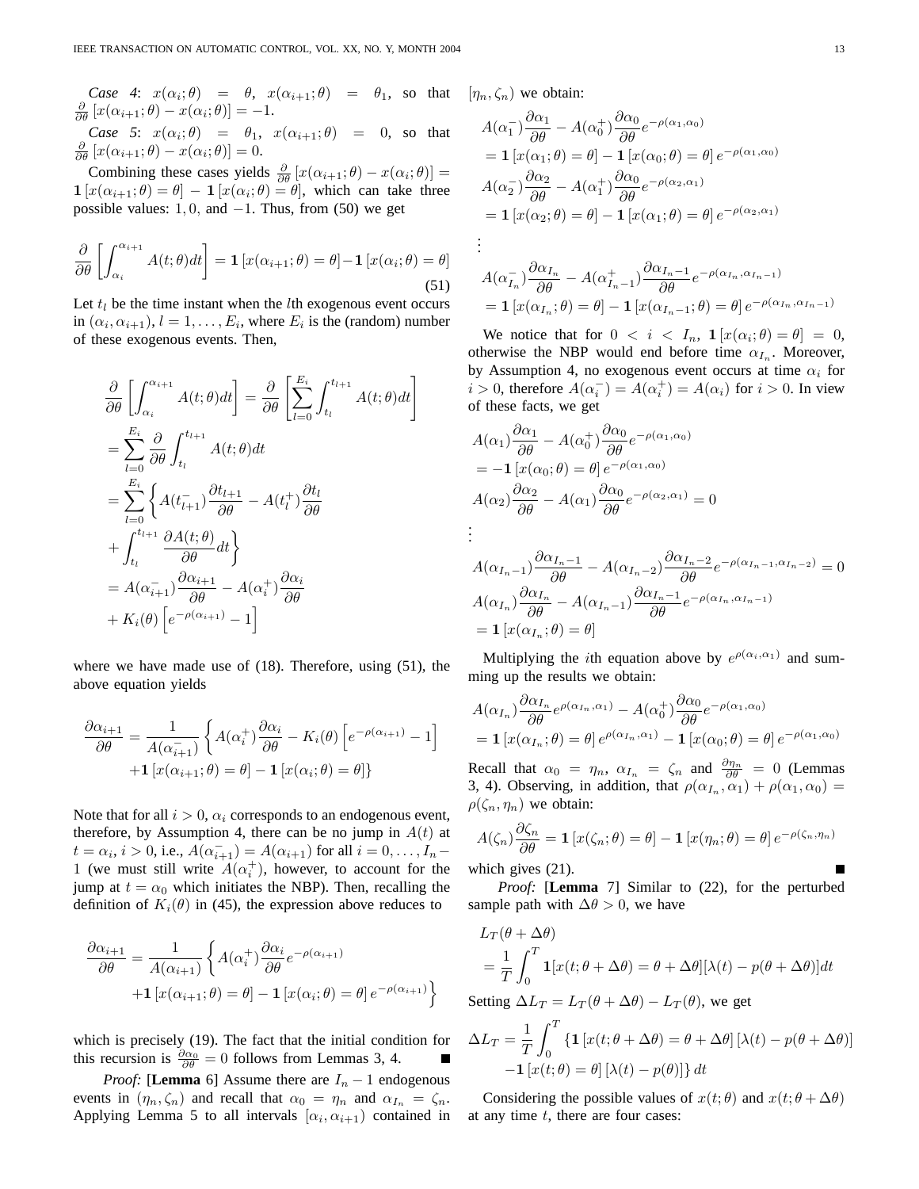*Case 4*: $x(\alpha_i;\theta) = \theta$, $x(\alpha_{i+1};\theta) = \theta_1$, so that $\frac{\partial}{\partial\theta}\left[x(\alpha_{i+1};\theta) - x(\alpha_i;\theta)\right] = -1$.

*Case 5*: $x(\alpha_i;\theta) = \theta_1$, $x(\alpha_{i+1};\theta) = 0$, so that $\frac{\partial}{\partial\theta}\left[x(\alpha_{i+1};\theta) - x(\alpha_i;\theta)\right] = 0$.

Combining these cases yields $\frac{\partial}{\partial\theta}\left[x(\alpha_{i+1};\theta) - x(\alpha_i;\theta)\right] = \mathbf{1}\left[x(\alpha_{i+1};\theta) = \theta\right] - \mathbf{1}\left[x(\alpha_i;\theta) = \theta\right]$, which can take three possible values: $1, 0$, and $-1$. Thus, from (50) we get

$$\frac{\partial}{\partial\theta}\left[\int_{\alpha_i}^{\alpha_{i+1}} A(t;\theta)dt\right] = \mathbf{1}\left[x(\alpha_{i+1};\theta) = \theta\right] - \mathbf{1}\left[x(\alpha_i;\theta) = \theta\right] \tag{51}$$

Let $t_l$ be the time instant when the $l$th exogenous event occurs in $(\alpha_i, \alpha_{i+1})$, $l = 1, \ldots, E_i$, where $E_i$ is the (random) number of these exogenous events. Then,

$$\begin{aligned}
&\frac{\partial}{\partial\theta}\left[\int_{\alpha_i}^{\alpha_{i+1}} A(t;\theta)dt\right] = \frac{\partial}{\partial\theta}\left[\sum_{l=0}^{E_i}\int_{t_l}^{t_{l+1}} A(t;\theta)dt\right] \\
&= \sum_{l=0}^{E_i}\frac{\partial}{\partial\theta}\int_{t_l}^{t_{l+1}} A(t;\theta)dt \\
&= \sum_{l=0}^{E_i}\left\{A(t_{l+1}^-)\frac{\partial t_{l+1}}{\partial\theta} - A(t_l^+)\frac{\partial t_l}{\partial\theta}\right. \\
&\left. + \int_{t_l}^{t_{l+1}}\frac{\partial A(t;\theta)}{\partial\theta}dt\right\} \\
&= A(\alpha_{i+1}^-)\frac{\partial\alpha_{i+1}}{\partial\theta} - A(\alpha_i^+)\frac{\partial\alpha_i}{\partial\theta} \\
&+ K_i(\theta)\left[e^{-\rho(\alpha_{i+1})} - 1\right]
\end{aligned}$$

where we have made use of (18). Therefore, using (51), the above equation yields

$$\begin{aligned}
\frac{\partial\alpha_{i+1}}{\partial\theta} &= \frac{1}{A(\alpha_{i+1}^-)}\left\{A(\alpha_i^+)\frac{\partial\alpha_i}{\partial\theta} - K_i(\theta)\left[e^{-\rho(\alpha_{i+1})} - 1\right]\right. \\
&\left. + \mathbf{1}\left[x(\alpha_{i+1};\theta) = \theta\right] - \mathbf{1}\left[x(\alpha_i;\theta) = \theta\right]\right\}
\end{aligned}$$

Note that for all $i > 0$, $\alpha_i$ corresponds to an endogenous event, therefore, by Assumption 4, there can be no jump in $A(t)$ at $t = \alpha_i$, $i > 0$, i.e., $A(\alpha_{i+1}^-) = A(\alpha_{i+1})$ for all $i = 0, \ldots, I_n - 1$ (we must still write $A(\alpha_i^+)$, however, to account for the jump at $t = \alpha_0$ which initiates the NBP). Then, recalling the definition of $K_i(\theta)$ in (45), the expression above reduces to

$$\begin{aligned}
\frac{\partial\alpha_{i+1}}{\partial\theta} &= \frac{1}{A(\alpha_{i+1})}\left\{A(\alpha_i^+)\frac{\partial\alpha_i}{\partial\theta}e^{-\rho(\alpha_{i+1})}\right. \\
&\left. + \mathbf{1}\left[x(\alpha_{i+1};\theta) = \theta\right] - \mathbf{1}\left[x(\alpha_i;\theta) = \theta\right]e^{-\rho(\alpha_{i+1})}\right\}
\end{aligned}$$

which is precisely (19). The fact that the initial condition for this recursion is $\frac{\partial\alpha_0}{\partial\theta} = 0$ follows from Lemmas 3, 4. ∎

*Proof:* [**Lemma** 6] Assume there are $I_n - 1$ endogenous events in $(\eta_n, \zeta_n)$ and recall that $\alpha_0 = \eta_n$ and $\alpha_{I_n} = \zeta_n$. Applying Lemma 5 to all intervals $[\alpha_i, \alpha_{i+1})$ contained in $[\eta_n, \zeta_n)$ we obtain:

$$\begin{aligned}
&A(\alpha_1^-)\frac{\partial\alpha_1}{\partial\theta} - A(\alpha_0^+)\frac{\partial\alpha_0}{\partial\theta}e^{-\rho(\alpha_1,\alpha_0)} \\
&= \mathbf{1}\left[x(\alpha_1;\theta) = \theta\right] - \mathbf{1}\left[x(\alpha_0;\theta) = \theta\right]e^{-\rho(\alpha_1,\alpha_0)} \\
&A(\alpha_2^-)\frac{\partial\alpha_2}{\partial\theta} - A(\alpha_1^+)\frac{\partial\alpha_0}{\partial\theta}e^{-\rho(\alpha_2,\alpha_1)} \\
&= \mathbf{1}\left[x(\alpha_2;\theta) = \theta\right] - \mathbf{1}\left[x(\alpha_1;\theta) = \theta\right]e^{-\rho(\alpha_2,\alpha_1)} \\
&\vdots \\
&A(\alpha_{I_n}^-)\frac{\partial\alpha_{I_n}}{\partial\theta} - A(\alpha_{I_n-1}^+)\frac{\partial\alpha_{I_n-1}}{\partial\theta}e^{-\rho(\alpha_{I_n},\alpha_{I_n-1})} \\
&= \mathbf{1}\left[x(\alpha_{I_n};\theta) = \theta\right] - \mathbf{1}\left[x(\alpha_{I_n-1};\theta) = \theta\right]e^{-\rho(\alpha_{I_n},\alpha_{I_n-1})}
\end{aligned}$$

We notice that for $0 < i < I_n$, $\mathbf{1}\left[x(\alpha_i;\theta) = \theta\right] = 0$, otherwise the NBP would end before time $\alpha_{I_n}$. Moreover, by Assumption 4, no exogenous event occurs at time $\alpha_i$ for $i > 0$, therefore $A(\alpha_i^-) = A(\alpha_i^+) = A(\alpha_i)$ for $i > 0$. In view of these facts, we get

$$\begin{aligned}
&A(\alpha_1)\frac{\partial\alpha_1}{\partial\theta} - A(\alpha_0^+)\frac{\partial\alpha_0}{\partial\theta}e^{-\rho(\alpha_1,\alpha_0)} \\
&= -\mathbf{1}\left[x(\alpha_0;\theta) = \theta\right]e^{-\rho(\alpha_1,\alpha_0)} \\
&A(\alpha_2)\frac{\partial\alpha_2}{\partial\theta} - A(\alpha_1)\frac{\partial\alpha_0}{\partial\theta}e^{-\rho(\alpha_2,\alpha_1)} = 0 \\
&\vdots \\
&A(\alpha_{I_n-1})\frac{\partial\alpha_{I_n-1}}{\partial\theta} - A(\alpha_{I_n-2})\frac{\partial\alpha_{I_n-2}}{\partial\theta}e^{-\rho(\alpha_{I_n-1},\alpha_{I_n-2})} = 0 \\
&A(\alpha_{I_n})\frac{\partial\alpha_{I_n}}{\partial\theta} - A(\alpha_{I_n-1})\frac{\partial\alpha_{I_n-1}}{\partial\theta}e^{-\rho(\alpha_{I_n},\alpha_{I_n-1})} \\
&= \mathbf{1}\left[x(\alpha_{I_n};\theta) = \theta\right]
\end{aligned}$$

Multiplying the $i$th equation above by $e^{\rho(\alpha_i,\alpha_1)}$ and summing up the results we obtain:

$$\begin{aligned}
&A(\alpha_{I_n})\frac{\partial\alpha_{I_n}}{\partial\theta}e^{\rho(\alpha_{I_n},\alpha_1)} - A(\alpha_0^+)\frac{\partial\alpha_0}{\partial\theta}e^{-\rho(\alpha_1,\alpha_0)} \\
&= \mathbf{1}\left[x(\alpha_{I_n};\theta) = \theta\right]e^{\rho(\alpha_{I_n},\alpha_1)} - \mathbf{1}\left[x(\alpha_0;\theta) = \theta\right]e^{-\rho(\alpha_1,\alpha_0)}
\end{aligned}$$

Recall that $\alpha_0 = \eta_n$, $\alpha_{I_n} = \zeta_n$ and $\frac{\partial\eta_n}{\partial\theta} = 0$ (Lemmas 3, 4). Observing, in addition, that $\rho(\alpha_{I_n}, \alpha_1) + \rho(\alpha_1, \alpha_0) = \rho(\zeta_n, \eta_n)$ we obtain:

$$A(\zeta_n)\frac{\partial\zeta_n}{\partial\theta} = \mathbf{1}\left[x(\zeta_n;\theta) = \theta\right] - \mathbf{1}\left[x(\eta_n;\theta) = \theta\right]e^{-\rho(\zeta_n,\eta_n)}$$

which gives (21). ∎

*Proof:* [**Lemma** 7] Similar to (22), for the perturbed sample path with $\Delta\theta > 0$, we have

$$\begin{aligned}
&L_T(\theta + \Delta\theta) \\
&= \frac{1}{T}\int_0^T \mathbf{1}[x(t;\theta + \Delta\theta) = \theta + \Delta\theta][\lambda(t) - p(\theta + \Delta\theta)]dt
\end{aligned}$$

Setting $\Delta L_T = L_T(\theta + \Delta\theta) - L_T(\theta)$, we get

$$\begin{aligned}
\Delta L_T = \frac{1}{T}\int_0^T &\left\{\mathbf{1}\left[x(t;\theta + \Delta\theta) = \theta + \Delta\theta\right]\left[\lambda(t) - p(\theta + \Delta\theta)\right]\right. \\
&\left. - \mathbf{1}\left[x(t;\theta) = \theta\right]\left[\lambda(t) - p(\theta)\right]\right\}dt
\end{aligned}$$

Considering the possible values of $x(t;\theta)$ and $x(t;\theta + \Delta\theta)$ at any time $t$, there are four cases: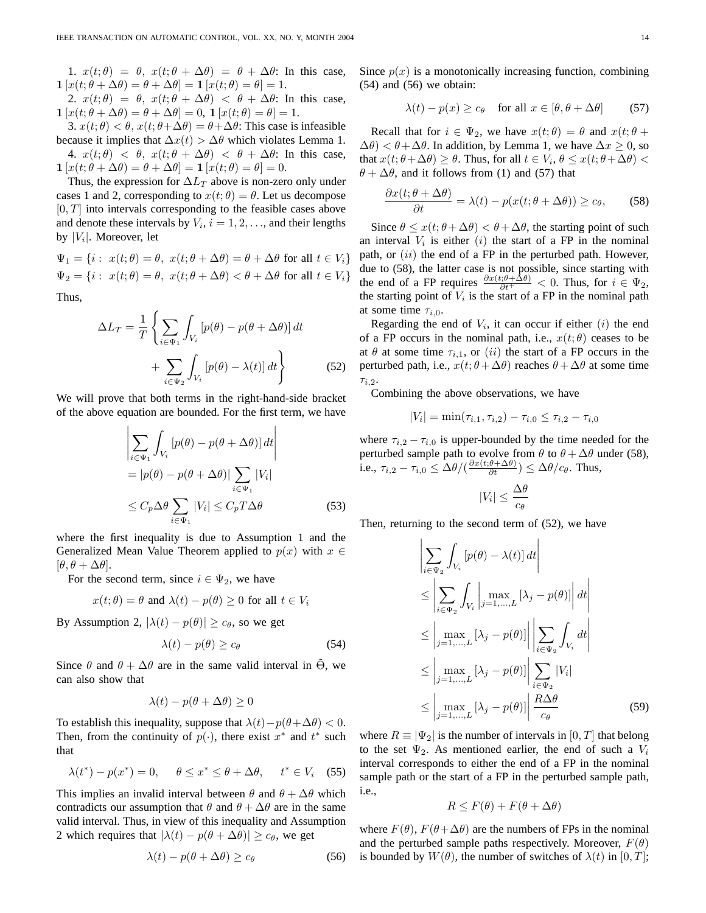1. $x(t;\theta) = \theta$, $x(t;\theta+\Delta\theta) = \theta+\Delta\theta$: In this case, $\mathbf{1}[x(t;\theta+\Delta\theta)=\theta+\Delta\theta] = \mathbf{1}[x(t;\theta)=\theta] = 1$.

2. $x(t;\theta) = \theta$, $x(t;\theta+\Delta\theta) < \theta+\Delta\theta$: In this case, $\mathbf{1}[x(t;\theta+\Delta\theta)=\theta+\Delta\theta] = 0$, $\mathbf{1}[x(t;\theta)=\theta] = 1$.

3. $x(t;\theta) < \theta$, $x(t;\theta+\Delta\theta) = \theta+\Delta\theta$: This case is infeasible because it implies that $\Delta x(t) > \Delta\theta$ which violates Lemma 1.

4. $x(t;\theta) < \theta$, $x(t;\theta+\Delta\theta) < \theta+\Delta\theta$: In this case, $\mathbf{1}[x(t;\theta+\Delta\theta)=\theta+\Delta\theta] = \mathbf{1}[x(t;\theta)=\theta] = 0$.

Thus, the expression for $\Delta L_T$ above is non-zero only under cases 1 and 2, corresponding to $x(t;\theta)=\theta$. Let us decompose $[0,T]$ into intervals corresponding to the feasible cases above and denote these intervals by $V_i$, $i=1,2,\ldots$, and their lengths by $|V_i|$. Moreover, let

$$\Psi_1 = \{i:\ x(t;\theta)=\theta,\ x(t;\theta+\Delta\theta)=\theta+\Delta\theta \text{ for all } t\in V_i\}$$
$$\Psi_2 = \{i:\ x(t;\theta)=\theta,\ x(t;\theta+\Delta\theta)<\theta+\Delta\theta \text{ for all } t\in V_i\}$$

Thus,

$$\Delta L_T = \frac{1}{T}\left\{\sum_{i\in\Psi_1}\int_{V_i}[p(\theta)-p(\theta+\Delta\theta)]\,dt + \sum_{i\in\Psi_2}\int_{V_i}[p(\theta)-\lambda(t)]\,dt\right\} \tag{52}$$

We will prove that both terms in the right-hand-side bracket of the above equation are bounded. For the first term, we have

$$\begin{aligned}
&\left|\sum_{i\in\Psi_1}\int_{V_i}[p(\theta)-p(\theta+\Delta\theta)]\,dt\right| \\
&= |p(\theta)-p(\theta+\Delta\theta)|\sum_{i\in\Psi_1}|V_i| \\
&\le C_p\Delta\theta\sum_{i\in\Psi_1}|V_i| \le C_p T\Delta\theta
\end{aligned} \tag{53}$$

where the first inequality is due to Assumption 1 and the Generalized Mean Value Theorem applied to $p(x)$ with $x\in[\theta,\theta+\Delta\theta]$.

For the second term, since $i\in\Psi_2$, we have

$$x(t;\theta)=\theta \text{ and } \lambda(t)-p(\theta)\ge 0 \text{ for all } t\in V_i$$

By Assumption 2, $|\lambda(t)-p(\theta)|\ge c_\theta$, so we get

$$\lambda(t)-p(\theta)\ge c_\theta \tag{54}$$

Since $\theta$ and $\theta+\Delta\theta$ are in the same valid interval in $\tilde{\Theta}$, we can also show that

$$\lambda(t)-p(\theta+\Delta\theta)\ge 0$$

To establish this inequality, suppose that $\lambda(t)-p(\theta+\Delta\theta)<0$. Then, from the continuity of $p(\cdot)$, there exist $x^*$ and $t^*$ such that

$$\lambda(t^*)-p(x^*)=0,\qquad \theta\le x^*\le\theta+\Delta\theta,\qquad t^*\in V_i \tag{55}$$

This implies an invalid interval between $\theta$ and $\theta+\Delta\theta$ which contradicts our assumption that $\theta$ and $\theta+\Delta\theta$ are in the same valid interval. Thus, in view of this inequality and Assumption 2 which requires that $|\lambda(t)-p(\theta+\Delta\theta)|\ge c_\theta$, we get

$$\lambda(t)-p(\theta+\Delta\theta)\ge c_\theta \tag{56}$$

Since $p(x)$ is a monotonically increasing function, combining (54) and (56) we obtain:

$$\lambda(t)-p(x)\ge c_\theta \quad \text{for all } x\in[\theta,\theta+\Delta\theta] \tag{57}$$

Recall that for $i\in\Psi_2$, we have $x(t;\theta)=\theta$ and $x(t;\theta+\Delta\theta)<\theta+\Delta\theta$. In addition, by Lemma 1, we have $\Delta x\ge 0$, so that $x(t;\theta+\Delta\theta)\ge\theta$. Thus, for all $t\in V_i$, $\theta\le x(t;\theta+\Delta\theta)<\theta+\Delta\theta$, and it follows from (1) and (57) that

$$\frac{\partial x(t;\theta+\Delta\theta)}{\partial t} = \lambda(t)-p(x(t;\theta+\Delta\theta))\ge c_\theta, \tag{58}$$

Since $\theta\le x(t;\theta+\Delta\theta)<\theta+\Delta\theta$, the starting point of such an interval $V_i$ is either $(i)$ the start of a FP in the nominal path, or $(ii)$ the end of a FP in the perturbed path. However, due to (58), the latter case is not possible, since starting with the end of a FP requires $\frac{\partial x(t;\theta+\Delta\theta)}{\partial t^+}<0$. Thus, for $i\in\Psi_2$, the starting point of $V_i$ is the start of a FP in the nominal path at some time $\tau_{i,0}$.

Regarding the end of $V_i$, it can occur if either $(i)$ the end of a FP occurs in the nominal path, i.e., $x(t;\theta)$ ceases to be at $\theta$ at some time $\tau_{i,1}$, or $(ii)$ the start of a FP occurs in the perturbed path, i.e., $x(t;\theta+\Delta\theta)$ reaches $\theta+\Delta\theta$ at some time $\tau_{i,2}$.

Combining the above observations, we have

$$|V_i| = \min(\tau_{i,1},\tau_{i,2})-\tau_{i,0}\le\tau_{i,2}-\tau_{i,0}$$

where $\tau_{i,2}-\tau_{i,0}$ is upper-bounded by the time needed for the perturbed sample path to evolve from $\theta$ to $\theta+\Delta\theta$ under (58), i.e., $\tau_{i,2}-\tau_{i,0}\le\Delta\theta/(\frac{\partial x(t;\theta+\Delta\theta)}{\partial t})\le\Delta\theta/c_\theta$. Thus,

$$|V_i|\le\frac{\Delta\theta}{c_\theta}$$

Then, returning to the second term of (52), we have

$$\begin{aligned}
&\left|\sum_{i\in\Psi_2}\int_{V_i}[p(\theta)-\lambda(t)]\,dt\right| \\
&\le\left|\sum_{i\in\Psi_2}\int_{V_i}\left|\max_{j=1,\ldots,L}[\lambda_j-p(\theta)]\right|dt\right| \\
&\le\left|\max_{j=1,\ldots,L}[\lambda_j-p(\theta)]\right|\left|\sum_{i\in\Psi_2}\int_{V_i}dt\right| \\
&\le\left|\max_{j=1,\ldots,L}[\lambda_j-p(\theta)]\right|\sum_{i\in\Psi_2}|V_i| \\
&\le\left|\max_{j=1,\ldots,L}[\lambda_j-p(\theta)]\right|\frac{R\Delta\theta}{c_\theta}
\end{aligned} \tag{59}$$

where $R\equiv|\Psi_2|$ is the number of intervals in $[0,T]$ that belong to the set $\Psi_2$. As mentioned earlier, the end of such a $V_i$ interval corresponds to either the end of a FP in the nominal sample path or the start of a FP in the perturbed sample path, i.e.,

$$R\le F(\theta)+F(\theta+\Delta\theta)$$

where $F(\theta)$, $F(\theta+\Delta\theta)$ are the numbers of FPs in the nominal and the perturbed sample paths respectively. Moreover, $F(\theta)$ is bounded by $W(\theta)$, the number of switches of $\lambda(t)$ in $[0,T]$;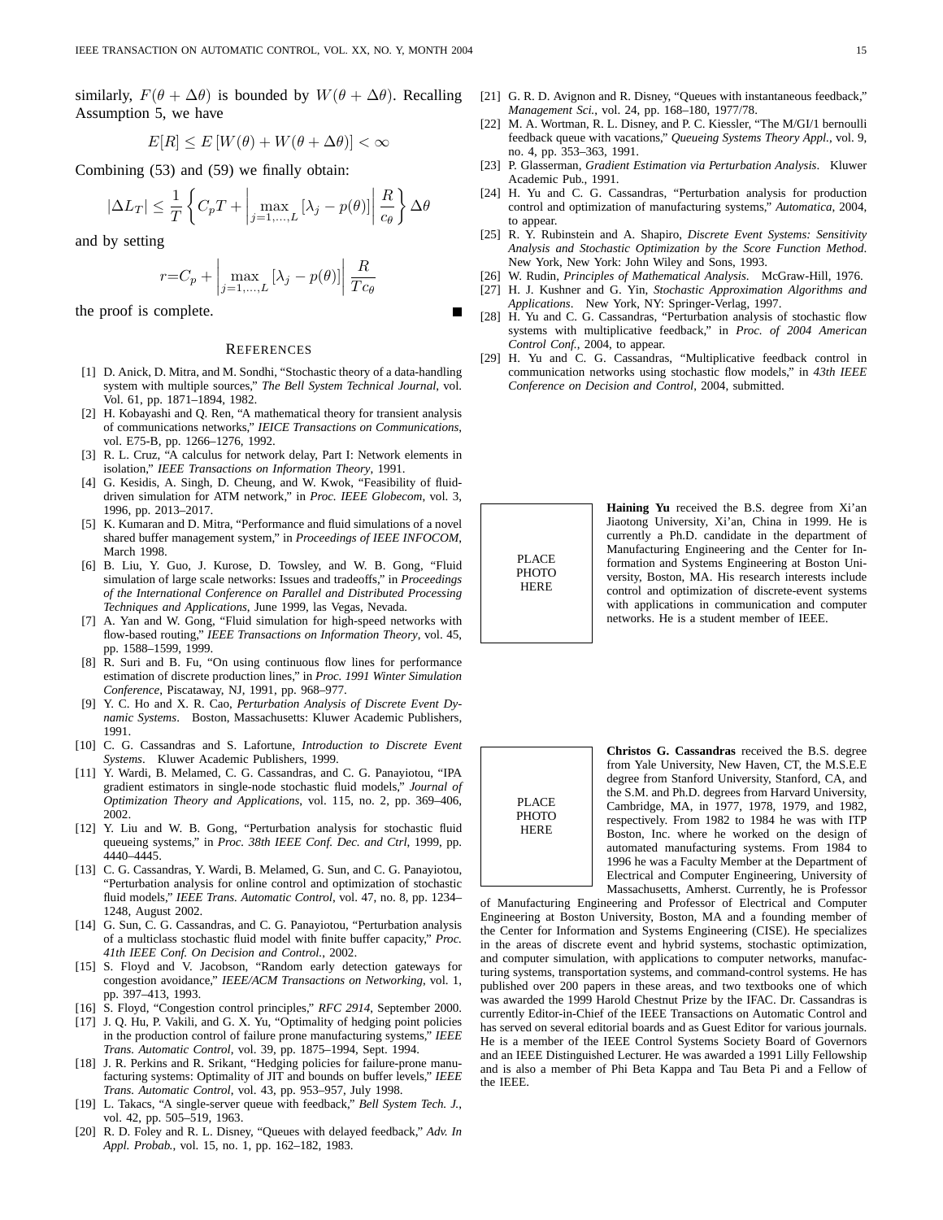similarly, $F(\theta+\Delta\theta)$ is bounded by $W(\theta+\Delta\theta)$. Recalling Assumption 5, we have

$$E[R] \le E\left[W(\theta) + W(\theta+\Delta\theta)\right] < \infty$$

Combining (53) and (59) we finally obtain:

$$|\Delta L_T| \le \frac{1}{T}\left\{ C_p T + \left| \max_{j=1,\ldots,L} [\lambda_j - p(\theta)] \right| \frac{R}{c_\theta} \right\} \Delta\theta$$

and by setting

$$r = C_p + \left| \max_{j=1,\ldots,L} [\lambda_j - p(\theta)] \right| \frac{R}{T c_\theta}$$

the proof is complete. ■

## References

[1] D. Anick, D. Mitra, and M. Sondhi, "Stochastic theory of a data-handling system with multiple sources," *The Bell System Technical Journal*, vol. Vol. 61, pp. 1871–1894, 1982.

[2] H. Kobayashi and Q. Ren, "A mathematical theory for transient analysis of communications networks," *IEICE Transactions on Communications*, vol. E75-B, pp. 1266–1276, 1992.

[3] R. L. Cruz, "A calculus for network delay, Part I: Network elements in isolation," *IEEE Transactions on Information Theory*, 1991.

[4] G. Kesidis, A. Singh, D. Cheung, and W. Kwok, "Feasibility of fluid-driven simulation for ATM network," in *Proc. IEEE Globecom*, vol. 3, 1996, pp. 2013–2017.

[5] K. Kumaran and D. Mitra, "Performance and fluid simulations of a novel shared buffer management system," in *Proceedings of IEEE INFOCOM*, March 1998.

[6] B. Liu, Y. Guo, J. Kurose, D. Towsley, and W. B. Gong, "Fluid simulation of large scale networks: Issues and tradeoffs," in *Proceedings of the International Conference on Parallel and Distributed Processing Techniques and Applications*, June 1999, las Vegas, Nevada.

[7] A. Yan and W. Gong, "Fluid simulation for high-speed networks with flow-based routing," *IEEE Transactions on Information Theory*, vol. 45, pp. 1588–1599, 1999.

[8] R. Suri and B. Fu, "On using continuous flow lines for performance estimation of discrete production lines," in *Proc. 1991 Winter Simulation Conference*, Piscataway, NJ, 1991, pp. 968–977.

[9] Y. C. Ho and X. R. Cao, *Perturbation Analysis of Discrete Event Dynamic Systems*. Boston, Massachusetts: Kluwer Academic Publishers, 1991.

[10] C. G. Cassandras and S. Lafortune, *Introduction to Discrete Event Systems*. Kluwer Academic Publishers, 1999.

[11] Y. Wardi, B. Melamed, C. G. Cassandras, and C. G. Panayiotou, "IPA gradient estimators in single-node stochastic fluid models," *Journal of Optimization Theory and Applications*, vol. 115, no. 2, pp. 369–406, 2002.

[12] Y. Liu and W. B. Gong, "Perturbation analysis for stochastic fluid queueing systems," in *Proc. 38th IEEE Conf. Dec. and Ctrl*, 1999, pp. 4440–4445.

[13] C. G. Cassandras, Y. Wardi, B. Melamed, G. Sun, and C. G. Panayiotou, "Perturbation analysis for online control and optimization of stochastic fluid models," *IEEE Trans. Automatic Control*, vol. 47, no. 8, pp. 1234–1248, August 2002.

[14] G. Sun, C. G. Cassandras, and C. G. Panayiotou, "Perturbation analysis of a multiclass stochastic fluid model with finite buffer capacity," *Proc. 41th IEEE Conf. On Decision and Control.*, 2002.

[15] S. Floyd and V. Jacobson, "Random early detection gateways for congestion avoidance," *IEEE/ACM Transactions on Networking*, vol. 1, pp. 397–413, 1993.

[16] S. Floyd, "Congestion control principles," *RFC 2914*, September 2000.

[17] J. Q. Hu, P. Vakili, and G. X. Yu, "Optimality of hedging point policies in the production control of failure prone manufacturing systems," *IEEE Trans. Automatic Control*, vol. 39, pp. 1875–1994, Sept. 1994.

[18] J. R. Perkins and R. Srikant, "Hedging policies for failure-prone manufacturing systems: Optimality of JIT and bounds on buffer levels," *IEEE Trans. Automatic Control*, vol. 43, pp. 953–957, July 1998.

[19] L. Takacs, "A single-server queue with feedback," *Bell System Tech. J.*, vol. 42, pp. 505–519, 1963.

[20] R. D. Foley and R. L. Disney, "Queues with delayed feedback," *Adv. In Appl. Probab.*, vol. 15, no. 1, pp. 162–182, 1983.

[21] G. R. D. Avignon and R. Disney, "Queues with instantaneous feedback," *Management Sci.*, vol. 24, pp. 168–180, 1977/78.

[22] M. A. Wortman, R. L. Disney, and P. C. Kiessler, "The M/GI/1 bernoulli feedback queue with vacations," *Queueing Systems Theory Appl.*, vol. 9, no. 4, pp. 353–363, 1991.

[23] P. Glasserman, *Gradient Estimation via Perturbation Analysis*. Kluwer Academic Pub., 1991.

[24] H. Yu and C. G. Cassandras, "Perturbation analysis for production control and optimization of manufacturing systems," *Automatica*, 2004, to appear.

[25] R. Y. Rubinstein and A. Shapiro, *Discrete Event Systems: Sensitivity Analysis and Stochastic Optimization by the Score Function Method*. New York, New York: John Wiley and Sons, 1993.

[26] W. Rudin, *Principles of Mathematical Analysis*. McGraw-Hill, 1976.

[27] H. J. Kushner and G. Yin, *Stochastic Approximation Algorithms and Applications*. New York, NY: Springer-Verlag, 1997.

[28] H. Yu and C. G. Cassandras, "Perturbation analysis of stochastic flow systems with multiplicative feedback," in *Proc. of 2004 American Control Conf.*, 2004, to appear.

[29] H. Yu and C. G. Cassandras, "Multiplicative feedback control in communication networks using stochastic flow models," in *43th IEEE Conference on Decision and Control*, 2004, submitted.

PLACE PHOTO HERE

**Haining Yu** received the B.S. degree from Xi'an Jiaotong University, Xi'an, China in 1999. He is currently a Ph.D. candidate in the department of Manufacturing Engineering and the Center for Information and Systems Engineering at Boston University, Boston, MA. His research interests include control and optimization of discrete-event systems with applications in communication and computer networks. He is a student member of IEEE.

PLACE PHOTO HERE

**Christos G. Cassandras** received the B.S. degree from Yale University, New Haven, CT, the M.S.E.E degree from Stanford University, Stanford, CA, and the S.M. and Ph.D. degrees from Harvard University, Cambridge, MA, in 1977, 1978, 1979, and 1982, respectively. From 1982 to 1984 he was with ITP Boston, Inc. where he worked on the design of automated manufacturing systems. From 1984 to 1996 he was a Faculty Member at the Department of Electrical and Computer Engineering, University of Massachusetts, Amherst. Currently, he is Professor of Manufacturing Engineering and Professor of Electrical and Computer Engineering at Boston University, Boston, MA and a founding member of the Center for Information and Systems Engineering (CISE). He specializes in the areas of discrete event and hybrid systems, stochastic optimization, and computer simulation, with applications to computer networks, manufacturing systems, transportation systems, and command-control systems. He has published over 200 papers in these areas, and two textbooks one of which was awarded the 1999 Harold Chestnut Prize by the IFAC. Dr. Cassandras is currently Editor-in-Chief of the IEEE Transactions on Automatic Control and has served on several editorial boards and as Guest Editor for various journals. He is a member of the IEEE Control Systems Society Board of Governors and an IEEE Distinguished Lecturer. He was awarded a 1991 Lilly Fellowship and is also a member of Phi Beta Kappa and Tau Beta Pi and a Fellow of the IEEE.